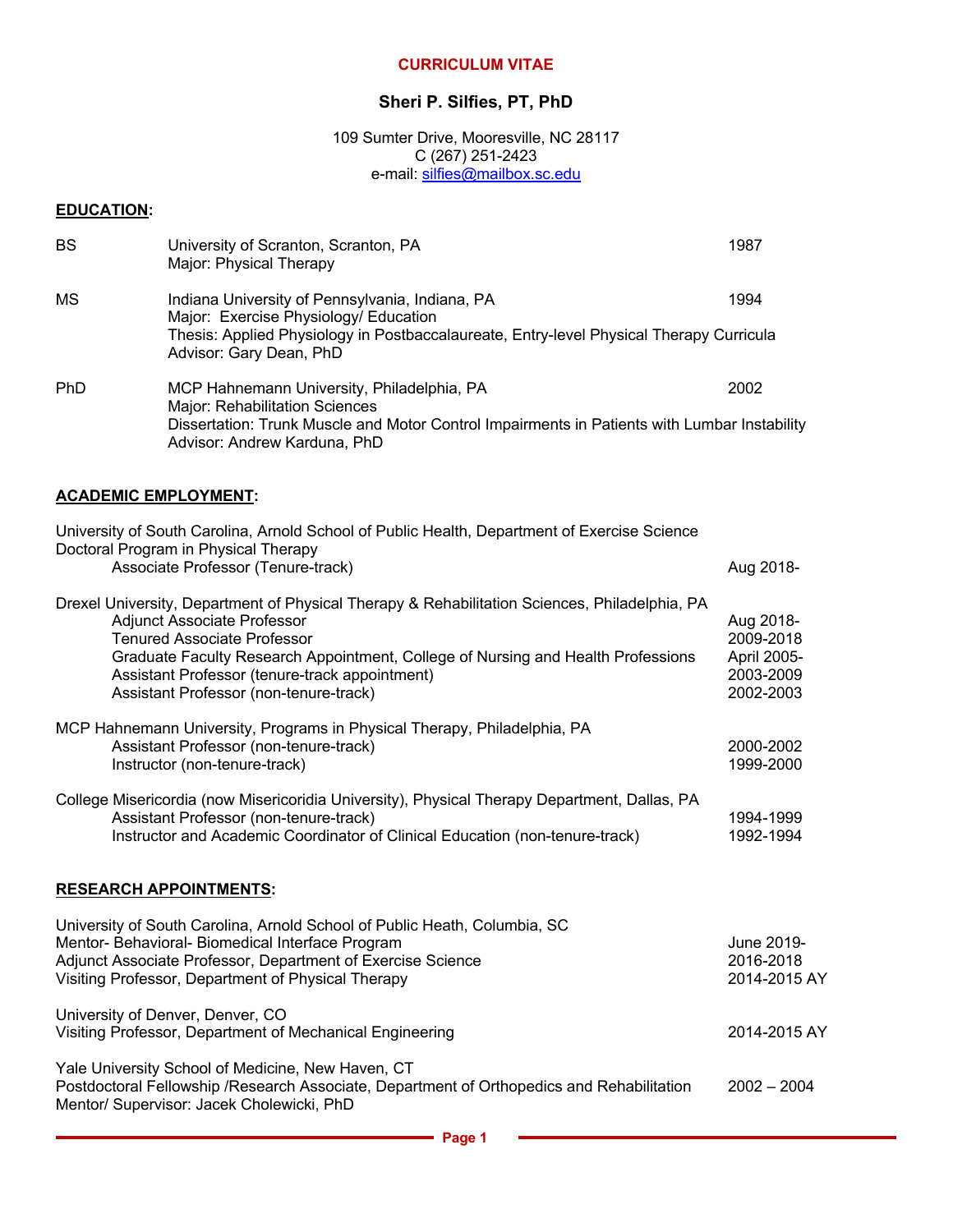# CURRICULUM VITAE

## Sheri P. Silfies, PT, PhD

109 Sumter Drive, Mooresville, NC 28117
C (267) 251-2423
e-mail: silfies@mailbox.sc.edu

## EDUCATION:

| | | |
|---|---|---|
| BS | University of Scranton, Scranton, PA<br>Major: Physical Therapy | 1987 |
| MS | Indiana University of Pennsylvania, Indiana, PA<br>Major: Exercise Physiology/ Education<br>Thesis: Applied Physiology in Postbaccalaureate, Entry-level Physical Therapy Curricula<br>Advisor: Gary Dean, PhD | 1994 |
| PhD | MCP Hahnemann University, Philadelphia, PA<br>Major: Rehabilitation Sciences<br>Dissertation: Trunk Muscle and Motor Control Impairments in Patients with Lumbar Instability<br>Advisor: Andrew Karduna, PhD | 2002 |

## ACADEMIC EMPLOYMENT:

University of South Carolina, Arnold School of Public Health, Department of Exercise Science
Doctoral Program in Physical Therapy
- Associate Professor (Tenure-track) — Aug 2018-

Drexel University, Department of Physical Therapy & Rehabilitation Sciences, Philadelphia, PA
- Adjunct Associate Professor — Aug 2018-
- Tenured Associate Professor — 2009-2018
- Graduate Faculty Research Appointment, College of Nursing and Health Professions — April 2005-
- Assistant Professor (tenure-track appointment) — 2003-2009
- Assistant Professor (non-tenure-track) — 2002-2003

MCP Hahnemann University, Programs in Physical Therapy, Philadelphia, PA
- Assistant Professor (non-tenure-track) — 2000-2002
- Instructor (non-tenure-track) — 1999-2000

College Misericordia (now Misericoridia University), Physical Therapy Department, Dallas, PA
- Assistant Professor (non-tenure-track) — 1994-1999
- Instructor and Academic Coordinator of Clinical Education (non-tenure-track) — 1992-1994

## RESEARCH APPOINTMENTS:

University of South Carolina, Arnold School of Public Heath, Columbia, SC
- Mentor- Behavioral- Biomedical Interface Program — June 2019-
- Adjunct Associate Professor, Department of Exercise Science — 2016-2018
- Visiting Professor, Department of Physical Therapy — 2014-2015 AY

University of Denver, Denver, CO
- Visiting Professor, Department of Mechanical Engineering — 2014-2015 AY

Yale University School of Medicine, New Haven, CT
- Postdoctoral Fellowship /Research Associate, Department of Orthopedics and Rehabilitation — 2002 – 2004
- Mentor/ Supervisor: Jacek Cholewicki, PhD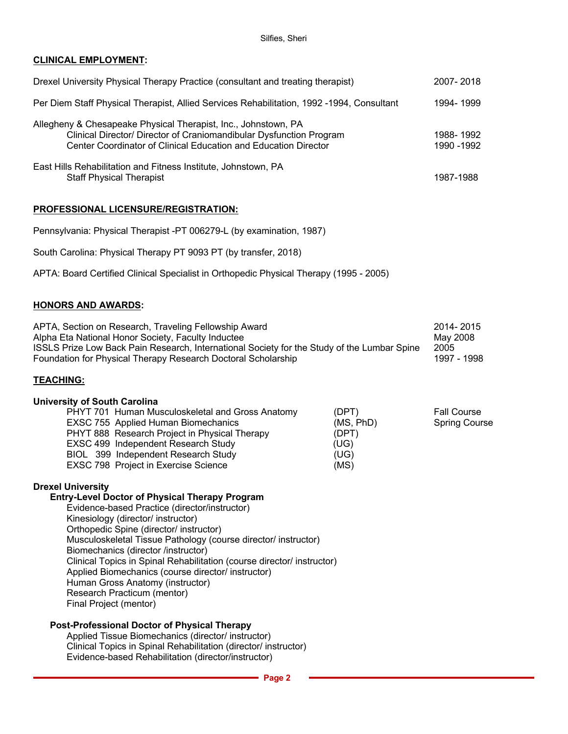## CLINICAL EMPLOYMENT:

| | |
|---|---|
| Drexel University Physical Therapy Practice (consultant and treating therapist) | 2007- 2018 |
| Per Diem Staff Physical Therapist, Allied Services Rehabilitation, 1992 -1994, Consultant | 1994- 1999 |
| Allegheny & Chesapeake Physical Therapist, Inc., Johnstown, PA | |
| Clinical Director/ Director of Craniomandibular Dysfunction Program | 1988- 1992 |
| Center Coordinator of Clinical Education and Education Director | 1990 -1992 |
| East Hills Rehabilitation and Fitness Institute, Johnstown, PA | |
| Staff Physical Therapist | 1987-1988 |

## PROFESSIONAL LICENSURE/REGISTRATION:

Pennsylvania: Physical Therapist -PT 006279-L (by examination, 1987)

South Carolina: Physical Therapy PT 9093 PT (by transfer, 2018)

APTA: Board Certified Clinical Specialist in Orthopedic Physical Therapy (1995 - 2005)

## HONORS AND AWARDS:

| | |
|---|---|
| APTA, Section on Research, Traveling Fellowship Award | 2014- 2015 |
| Alpha Eta National Honor Society, Faculty Inductee | May 2008 |
| ISSLS Prize Low Back Pain Research, International Society for the Study of the Lumbar Spine | 2005 |
| Foundation for Physical Therapy Research Doctoral Scholarship | 1997 - 1998 |

## TEACHING:

**University of South Carolina**

| | | |
|---|---|---|
| PHYT 701 Human Musculoskeletal and Gross Anatomy | (DPT) | Fall Course |
| EXSC 755 Applied Human Biomechanics | (MS, PhD) | Spring Course |
| PHYT 888 Research Project in Physical Therapy | (DPT) | |
| EXSC 499 Independent Research Study | (UG) | |
| BIOL 399 Independent Research Study | (UG) | |
| EXSC 798 Project in Exercise Science | (MS) | |

**Drexel University**

**Entry-Level Doctor of Physical Therapy Program**

- Evidence-based Practice (director/instructor)
- Kinesiology (director/ instructor)
- Orthopedic Spine (director/ instructor)
- Musculoskeletal Tissue Pathology (course director/ instructor)
- Biomechanics (director /instructor)
- Clinical Topics in Spinal Rehabilitation (course director/ instructor)
- Applied Biomechanics (course director/ instructor)
- Human Gross Anatomy (instructor)
- Research Practicum (mentor)
- Final Project (mentor)

**Post-Professional Doctor of Physical Therapy**

- Applied Tissue Biomechanics (director/ instructor)
- Clinical Topics in Spinal Rehabilitation (director/ instructor)
- Evidence-based Rehabilitation (director/instructor)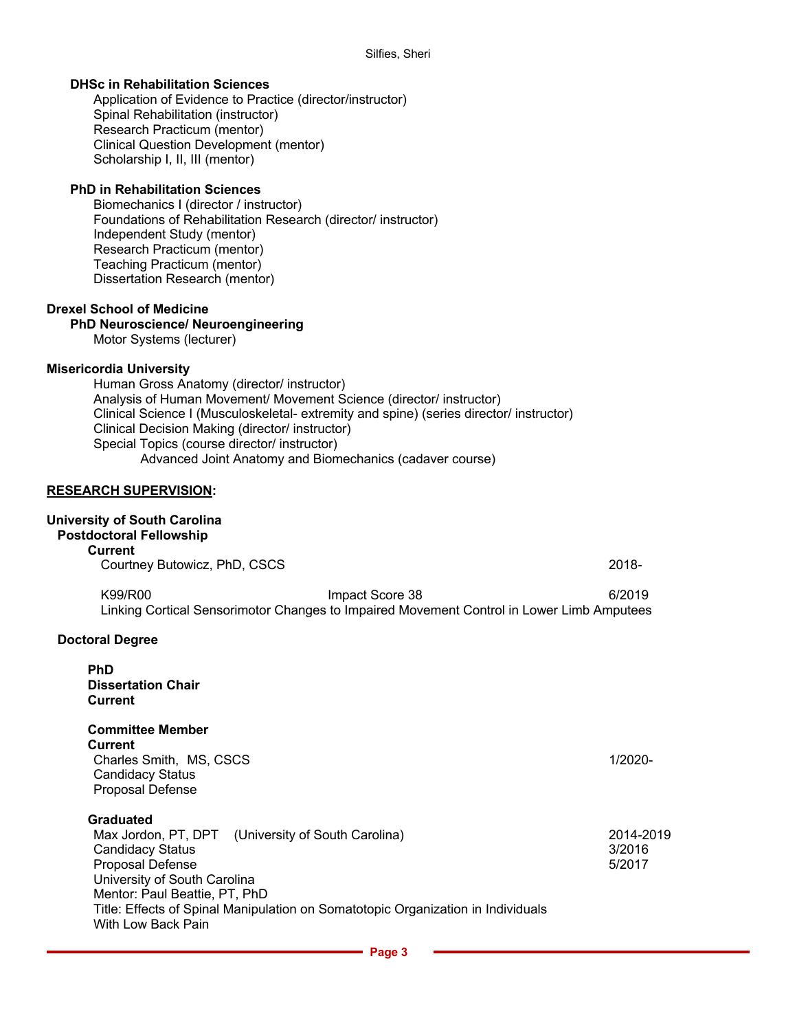**DHSc in Rehabilitation Sciences**

Application of Evidence to Practice (director/instructor)
Spinal Rehabilitation (instructor)
Research Practicum (mentor)
Clinical Question Development (mentor)
Scholarship I, II, III (mentor)

**PhD in Rehabilitation Sciences**

Biomechanics I (director / instructor)
Foundations of Rehabilitation Research (director/ instructor)
Independent Study (mentor)
Research Practicum (mentor)
Teaching Practicum (mentor)
Dissertation Research (mentor)

**Drexel School of Medicine**

**PhD Neuroscience/ Neuroengineering**

Motor Systems (lecturer)

**Misericordia University**

Human Gross Anatomy (director/ instructor)
Analysis of Human Movement/ Movement Science (director/ instructor)
Clinical Science I (Musculoskeletal- extremity and spine) (series director/ instructor)
Clinical Decision Making (director/ instructor)
Special Topics (course director/ instructor)
  Advanced Joint Anatomy and Biomechanics (cadaver course)

## RESEARCH SUPERVISION:

**University of South Carolina**

**Postdoctoral Fellowship**

**Current**

Courtney Butowicz, PhD, CSCS — 2018-

K99/R00 — Impact Score 38 — 6/2019
Linking Cortical Sensorimotor Changes to Impaired Movement Control in Lower Limb Amputees

**Doctoral Degree**

**PhD**
**Dissertation Chair**
**Current**

**Committee Member**
**Current**

Charles Smith, MS, CSCS — 1/2020-
Candidacy Status
Proposal Defense

**Graduated**

Max Jordon, PT, DPT (University of South Carolina) — 2014-2019
Candidacy Status — 3/2016
Proposal Defense — 5/2017
University of South Carolina
Mentor: Paul Beattie, PT, PhD
Title: Effects of Spinal Manipulation on Somatotopic Organization in Individuals With Low Back Pain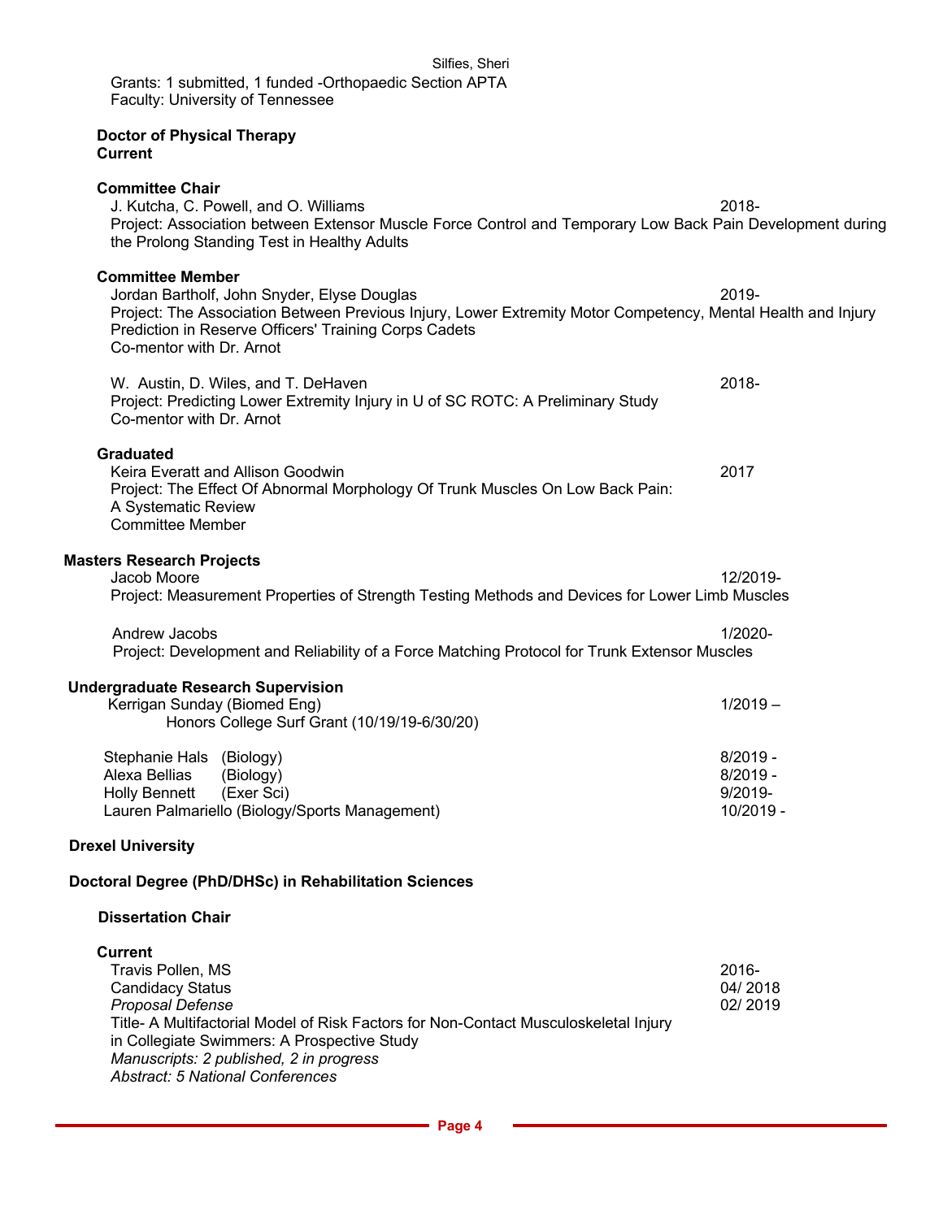Grants: 1 submitted, 1 funded -Orthopaedic Section APTA
Faculty: University of Tennessee

**Doctor of Physical Therapy**
**Current**

**Committee Chair**

J. Kutcha, C. Powell, and O. Williams — 2018-
Project: Association between Extensor Muscle Force Control and Temporary Low Back Pain Development during the Prolong Standing Test in Healthy Adults

**Committee Member**

Jordan Bartholf, John Snyder, Elyse Douglas — 2019-
Project: The Association Between Previous Injury, Lower Extremity Motor Competency, Mental Health and Injury Prediction in Reserve Officers' Training Corps Cadets
Co-mentor with Dr. Arnot

W. Austin, D. Wiles, and T. DeHaven — 2018-
Project: Predicting Lower Extremity Injury in U of SC ROTC: A Preliminary Study
Co-mentor with Dr. Arnot

**Graduated**

Keira Everatt and Allison Goodwin — 2017
Project: The Effect Of Abnormal Morphology Of Trunk Muscles On Low Back Pain: A Systematic Review
Committee Member

**Masters Research Projects**

Jacob Moore — 12/2019-
Project: Measurement Properties of Strength Testing Methods and Devices for Lower Limb Muscles

Andrew Jacobs — 1/2020-
Project: Development and Reliability of a Force Matching Protocol for Trunk Extensor Muscles

**Undergraduate Research Supervision**

Kerrigan Sunday (Biomed Eng) — 1/2019 –
Honors College Surf Grant (10/19/19-6/30/20)

Stephanie Hals (Biology) — 8/2019 -
Alexa Bellias (Biology) — 8/2019 -
Holly Bennett (Exer Sci) — 9/2019-
Lauren Palmariello (Biology/Sports Management) — 10/2019 -

**Drexel University**

**Doctoral Degree (PhD/DHSc) in Rehabilitation Sciences**

**Dissertation Chair**

**Current**

Travis Pollen, MS — 2016-
Candidacy Status — 04/ 2018
*Proposal Defense* — 02/ 2019
Title- A Multifactorial Model of Risk Factors for Non-Contact Musculoskeletal Injury in Collegiate Swimmers: A Prospective Study
*Manuscripts: 2 published, 2 in progress*
*Abstract: 5 National Conferences*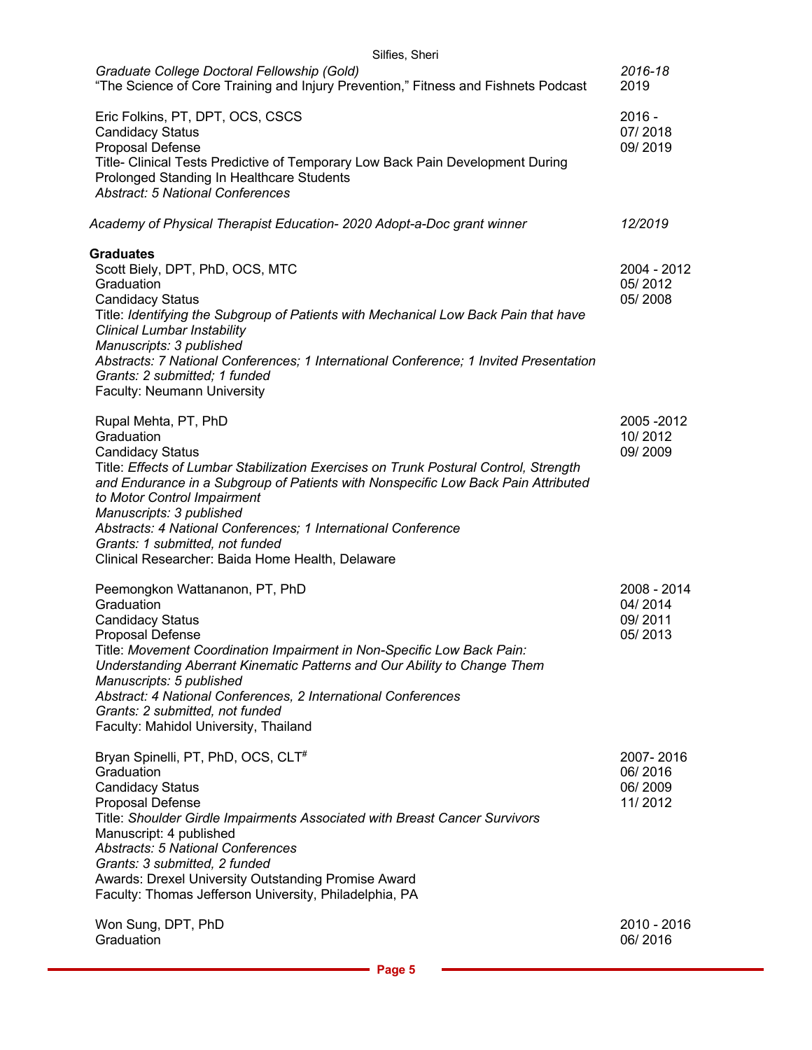*Graduate College Doctoral Fellowship (Gold)* *2016-18*
"The Science of Core Training and Injury Prevention," Fitness and Fishnets Podcast 2019

Eric Folkins, PT, DPT, OCS, CSCS 2016 -
Candidacy Status 07/ 2018
Proposal Defense 09/ 2019
Title- Clinical Tests Predictive of Temporary Low Back Pain Development During Prolonged Standing In Healthcare Students
*Abstract: 5 National Conferences*

*Academy of Physical Therapist Education- 2020 Adopt-a-Doc grant winner* *12/2019*

**Graduates**

Scott Biely, DPT, PhD, OCS, MTC 2004 - 2012
Graduation 05/ 2012
Candidacy Status 05/ 2008
Title: *Identifying the Subgroup of Patients with Mechanical Low Back Pain that have Clinical Lumbar Instability*
*Manuscripts: 3 published*
*Abstracts: 7 National Conferences; 1 International Conference; 1 Invited Presentation*
*Grants: 2 submitted; 1 funded*
Faculty: Neumann University

Rupal Mehta, PT, PhD 2005 -2012
Graduation 10/ 2012
Candidacy Status 09/ 2009
Title: *Effects of Lumbar Stabilization Exercises on Trunk Postural Control, Strength and Endurance in a Subgroup of Patients with Nonspecific Low Back Pain Attributed to Motor Control Impairment*
*Manuscripts: 3 published*
*Abstracts: 4 National Conferences; 1 International Conference*
*Grants: 1 submitted, not funded*
Clinical Researcher: Baida Home Health, Delaware

Peemongkon Wattananon, PT, PhD 2008 - 2014
Graduation 04/ 2014
Candidacy Status 09/ 2011
Proposal Defense 05/ 2013
Title: *Movement Coordination Impairment in Non-Specific Low Back Pain: Understanding Aberrant Kinematic Patterns and Our Ability to Change Them*
*Manuscripts: 5 published*
*Abstract: 4 National Conferences, 2 International Conferences*
*Grants: 2 submitted, not funded*
Faculty: Mahidol University, Thailand

Bryan Spinelli, PT, PhD, OCS, CLT# 2007- 2016
Graduation 06/ 2016
Candidacy Status 06/ 2009
Proposal Defense 11/ 2012
Title: *Shoulder Girdle Impairments Associated with Breast Cancer Survivors*
Manuscript: 4 published
*Abstracts: 5 National Conferences*
*Grants: 3 submitted, 2 funded*
Awards: Drexel University Outstanding Promise Award
Faculty: Thomas Jefferson University, Philadelphia, PA

Won Sung, DPT, PhD 2010 - 2016
Graduation 06/ 2016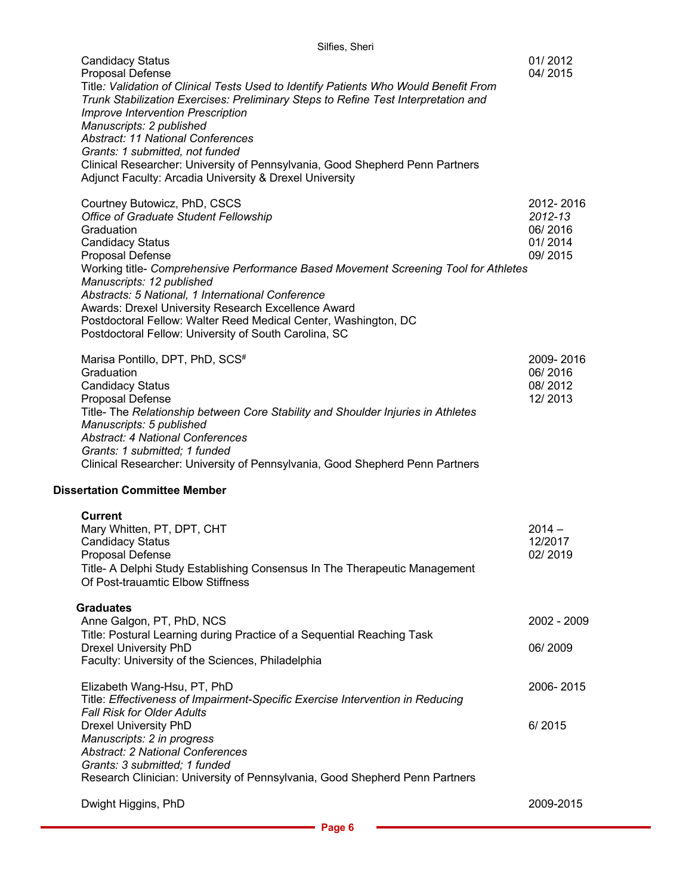Candidacy Status 01/ 2012
Proposal Defense 04/ 2015
Title*: Validation of Clinical Tests Used to Identify Patients Who Would Benefit From Trunk Stabilization Exercises: Preliminary Steps to Refine Test Interpretation and Improve Intervention Prescription*
*Manuscripts: 2 published*
*Abstract: 11 National Conferences*
*Grants: 1 submitted, not funded*
Clinical Researcher: University of Pennsylvania, Good Shepherd Penn Partners
Adjunct Faculty: Arcadia University & Drexel University

Courtney Butowicz, PhD, CSCS 2012- 2016
*Office of Graduate Student Fellowship* *2012-13*
Graduation 06/ 2016
Candidacy Status 01/ 2014
Proposal Defense 09/ 2015
Working title- *Comprehensive Performance Based Movement Screening Tool for Athletes*
*Manuscripts: 12 published*
*Abstracts: 5 National, 1 International Conference*
Awards: Drexel University Research Excellence Award
Postdoctoral Fellow: Walter Reed Medical Center, Washington, DC
Postdoctoral Fellow: University of South Carolina, SC

Marisa Pontillo, DPT, PhD, SCS[#] 2009- 2016
Graduation 06/ 2016
Candidacy Status 08/ 2012
Proposal Defense 12/ 2013
Title- The *Relationship between Core Stability and Shoulder Injuries in Athletes*
*Manuscripts: 5 published*
*Abstract: 4 National Conferences*
*Grants: 1 submitted; 1 funded*
Clinical Researcher: University of Pennsylvania, Good Shepherd Penn Partners

**Dissertation Committee Member**

**Current**

Mary Whitten, PT, DPT, CHT 2014 –
Candidacy Status 12/2017
Proposal Defense 02/ 2019
Title- A Delphi Study Establishing Consensus In The Therapeutic Management Of Post-trauamtic Elbow Stiffness

**Graduates**

Anne Galgon, PT, PhD, NCS 2002 - 2009
Title: Postural Learning during Practice of a Sequential Reaching Task
Drexel University PhD 06/ 2009
Faculty: University of the Sciences, Philadelphia

Elizabeth Wang-Hsu, PT, PhD 2006- 2015
Title: *Effectiveness of Impairment-Specific Exercise Intervention in Reducing Fall Risk for Older Adults*
Drexel University PhD 6/ 2015
*Manuscripts: 2 in progress*
*Abstract: 2 National Conferences*
*Grants: 3 submitted; 1 funded*
Research Clinician: University of Pennsylvania, Good Shepherd Penn Partners

Dwight Higgins, PhD 2009-2015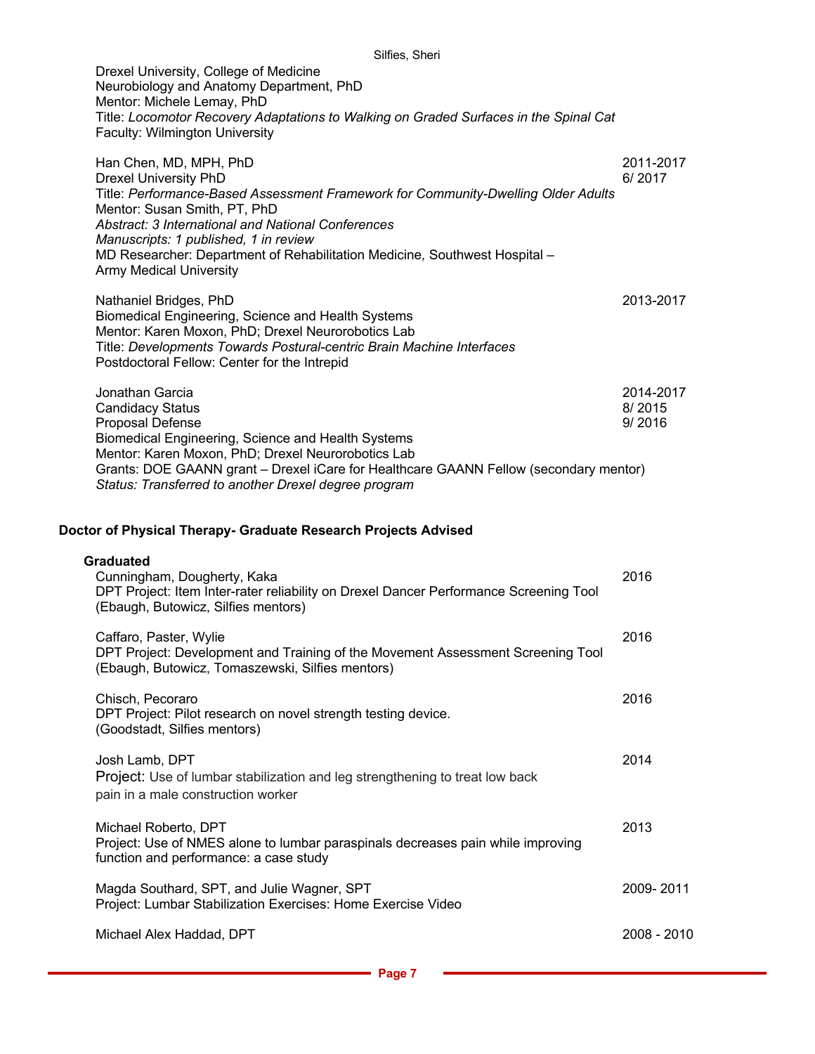Drexel University, College of Medicine
Neurobiology and Anatomy Department, PhD
Mentor: Michele Lemay, PhD
Title: *Locomotor Recovery Adaptations to Walking on Graded Surfaces in the Spinal Cat*
Faculty: Wilmington University

Han Chen, MD, MPH, PhD — 2011-2017
Drexel University PhD — 6/ 2017
Title: *Performance-Based Assessment Framework for Community-Dwelling Older Adults*
Mentor: Susan Smith, PT, PhD
*Abstract: 3 International and National Conferences*
*Manuscripts: 1 published, 1 in review*
MD Researcher: Department of Rehabilitation Medicine, Southwest Hospital – Army Medical University

Nathaniel Bridges, PhD — 2013-2017
Biomedical Engineering, Science and Health Systems
Mentor: Karen Moxon, PhD; Drexel Neurorobotics Lab
Title: *Developments Towards Postural-centric Brain Machine Interfaces*
Postdoctoral Fellow: Center for the Intrepid

Jonathan Garcia — 2014-2017
Candidacy Status — 8/ 2015
Proposal Defense — 9/ 2016
Biomedical Engineering, Science and Health Systems
Mentor: Karen Moxon, PhD; Drexel Neurorobotics Lab
Grants: DOE GAANN grant – Drexel iCare for Healthcare GAANN Fellow (secondary mentor)
*Status: Transferred to another Drexel degree program*

## Doctor of Physical Therapy- Graduate Research Projects Advised

### Graduated

Cunningham, Dougherty, Kaka — 2016
DPT Project: Item Inter-rater reliability on Drexel Dancer Performance Screening Tool
(Ebaugh, Butowicz, Silfies mentors)

Caffaro, Paster, Wylie — 2016
DPT Project: Development and Training of the Movement Assessment Screening Tool
(Ebaugh, Butowicz, Tomaszewski, Silfies mentors)

Chisch, Pecoraro — 2016
DPT Project: Pilot research on novel strength testing device.
(Goodstadt, Silfies mentors)

Josh Lamb, DPT — 2014
Project: Use of lumbar stabilization and leg strengthening to treat low back pain in a male construction worker

Michael Roberto, DPT — 2013
Project: Use of NMES alone to lumbar paraspinals decreases pain while improving function and performance: a case study

Magda Southard, SPT, and Julie Wagner, SPT — 2009- 2011
Project: Lumbar Stabilization Exercises: Home Exercise Video

Michael Alex Haddad, DPT — 2008 - 2010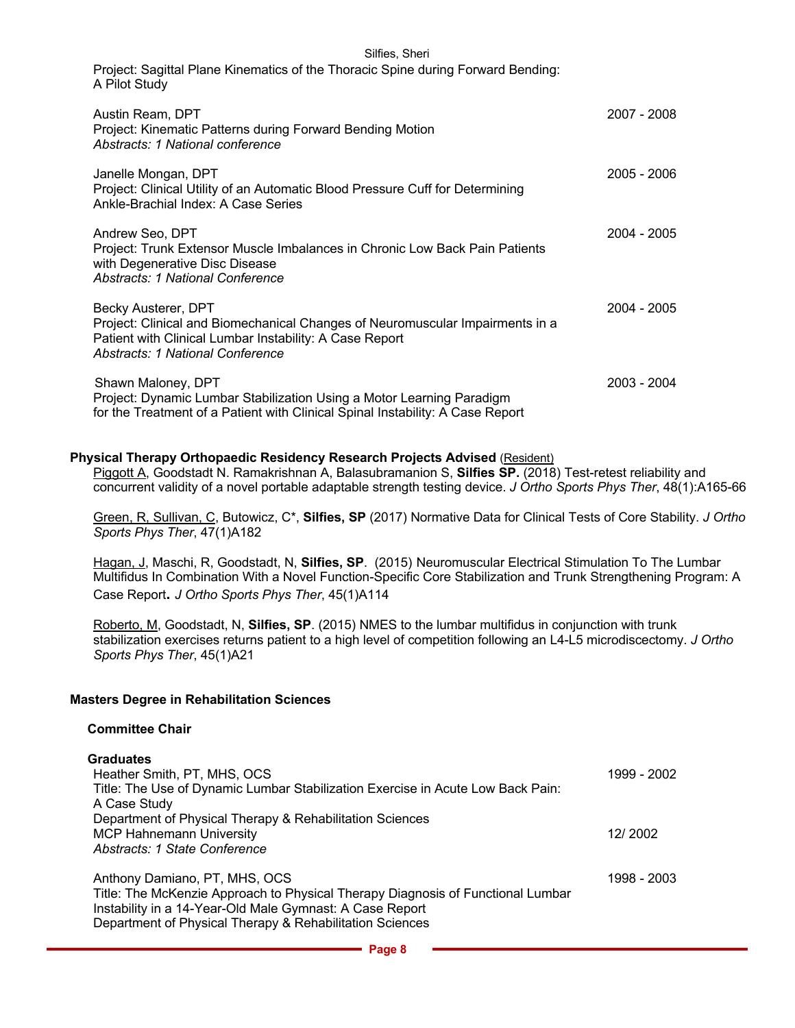Project: Sagittal Plane Kinematics of the Thoracic Spine during Forward Bending: A Pilot Study

Austin Ream, DPT — 2007 - 2008
Project: Kinematic Patterns during Forward Bending Motion
*Abstracts: 1 National conference*

Janelle Mongan, DPT — 2005 - 2006
Project: Clinical Utility of an Automatic Blood Pressure Cuff for Determining Ankle-Brachial Index: A Case Series

Andrew Seo, DPT — 2004 - 2005
Project: Trunk Extensor Muscle Imbalances in Chronic Low Back Pain Patients with Degenerative Disc Disease
*Abstracts: 1 National Conference*

Becky Austerer, DPT — 2004 - 2005
Project: Clinical and Biomechanical Changes of Neuromuscular Impairments in a Patient with Clinical Lumbar Instability: A Case Report
*Abstracts: 1 National Conference*

Shawn Maloney, DPT — 2003 - 2004
Project: Dynamic Lumbar Stabilization Using a Motor Learning Paradigm for the Treatment of a Patient with Clinical Spinal Instability: A Case Report

**Physical Therapy Orthopaedic Residency Research Projects Advised** (Resident)

Piggott A, Goodstadt N. Ramakrishnan A, Balasubramanion S, **Silfies SP.** (2018) Test-retest reliability and concurrent validity of a novel portable adaptable strength testing device. *J Ortho Sports Phys Ther*, 48(1):A165-66

Green, R, Sullivan, C, Butowicz, C*, **Silfies, SP** (2017) Normative Data for Clinical Tests of Core Stability. *J Ortho Sports Phys Ther*, 47(1)A182

Hagan, J, Maschi, R, Goodstadt, N, **Silfies, SP**. (2015) Neuromuscular Electrical Stimulation To The Lumbar Multifidus In Combination With a Novel Function-Specific Core Stabilization and Trunk Strengthening Program: A Case Report**.** *J Ortho Sports Phys Ther*, 45(1)A114

Roberto, M, Goodstadt, N, **Silfies, SP**. (2015) NMES to the lumbar multifidus in conjunction with trunk stabilization exercises returns patient to a high level of competition following an L4-L5 microdiscectomy. *J Ortho Sports Phys Ther*, 45(1)A21

**Masters Degree in Rehabilitation Sciences**

**Committee Chair**

**Graduates**

Heather Smith, PT, MHS, OCS — 1999 - 2002
Title: The Use of Dynamic Lumbar Stabilization Exercise in Acute Low Back Pain: A Case Study
Department of Physical Therapy & Rehabilitation Sciences
MCP Hahnemann University — 12/ 2002
*Abstracts: 1 State Conference*

Anthony Damiano, PT, MHS, OCS — 1998 - 2003
Title: The McKenzie Approach to Physical Therapy Diagnosis of Functional Lumbar Instability in a 14-Year-Old Male Gymnast: A Case Report
Department of Physical Therapy & Rehabilitation Sciences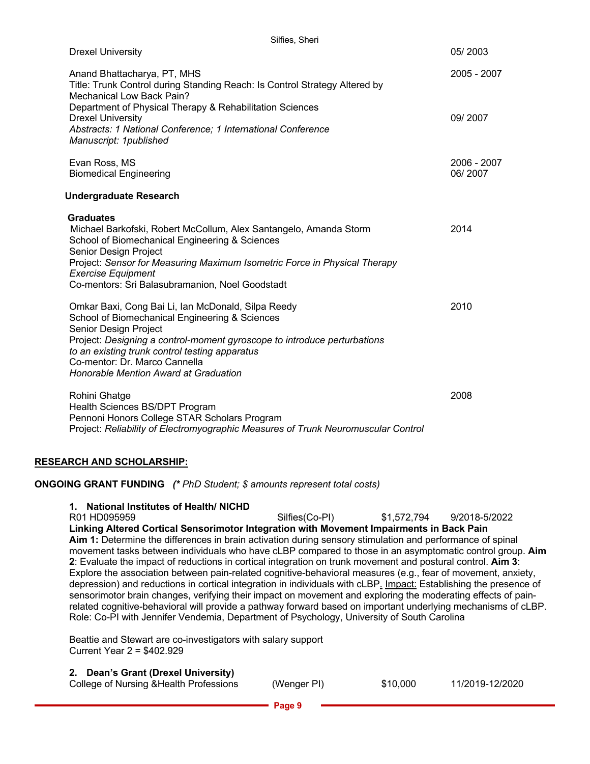Drexel University 05/ 2003

Anand Bhattacharya, PT, MHS 2005 - 2007
Title: Trunk Control during Standing Reach: Is Control Strategy Altered by Mechanical Low Back Pain?
Department of Physical Therapy & Rehabilitation Sciences
Drexel University 09/ 2007
*Abstracts: 1 National Conference; 1 International Conference*
*Manuscript: 1published*

Evan Ross, MS 2006 - 2007
Biomedical Engineering 06/ 2007

**Undergraduate Research**

**Graduates**
Michael Barkofski, Robert McCollum, Alex Santangelo, Amanda Storm 2014
School of Biomechanical Engineering & Sciences
Senior Design Project
Project: *Sensor for Measuring Maximum Isometric Force in Physical Therapy Exercise Equipment*
Co-mentors: Sri Balasubramanion, Noel Goodstadt

Omkar Baxi, Cong Bai Li, Ian McDonald, Silpa Reedy 2010
School of Biomechanical Engineering & Sciences
Senior Design Project
Project: *Designing a control-moment gyroscope to introduce perturbations to an existing trunk control testing apparatus*
Co-mentor: Dr. Marco Cannella
*Honorable Mention Award at Graduation*

Rohini Ghatge 2008
Health Sciences BS/DPT Program
Pennoni Honors College STAR Scholars Program
Project: *Reliability of Electromyographic Measures of Trunk Neuromuscular Control*

## RESEARCH AND SCHOLARSHIP:

**ONGOING GRANT FUNDING** ***(\* PhD Student; $ amounts represent total costs)***

1. **National Institutes of Health/ NICHD**
R01 HD095959 Silfies(Co-PI) $1,572,794 9/2018-5/2022
**Linking Altered Cortical Sensorimotor Integration with Movement Impairments in Back Pain**
**Aim 1:** Determine the differences in brain activation during sensory stimulation and performance of spinal movement tasks between individuals who have cLBP compared to those in an asymptomatic control group. **Aim 2**: Evaluate the impact of reductions in cortical integration on trunk movement and postural control. **Aim 3**: Explore the association between pain-related cognitive-behavioral measures (e.g., fear of movement, anxiety, depression) and reductions in cortical integration in individuals with cLBP. Impact: Establishing the presence of sensorimotor brain changes, verifying their impact on movement and exploring the moderating effects of pain-related cognitive-behavioral will provide a pathway forward based on important underlying mechanisms of cLBP. Role: Co-PI with Jennifer Vendemia, Department of Psychology, University of South Carolina

   Beattie and Stewart are co-investigators with salary support
   Current Year 2 = $402.929

2. **Dean's Grant (Drexel University)**
College of Nursing &Health Professions (Wenger PI) $10,000 11/2019-12/2020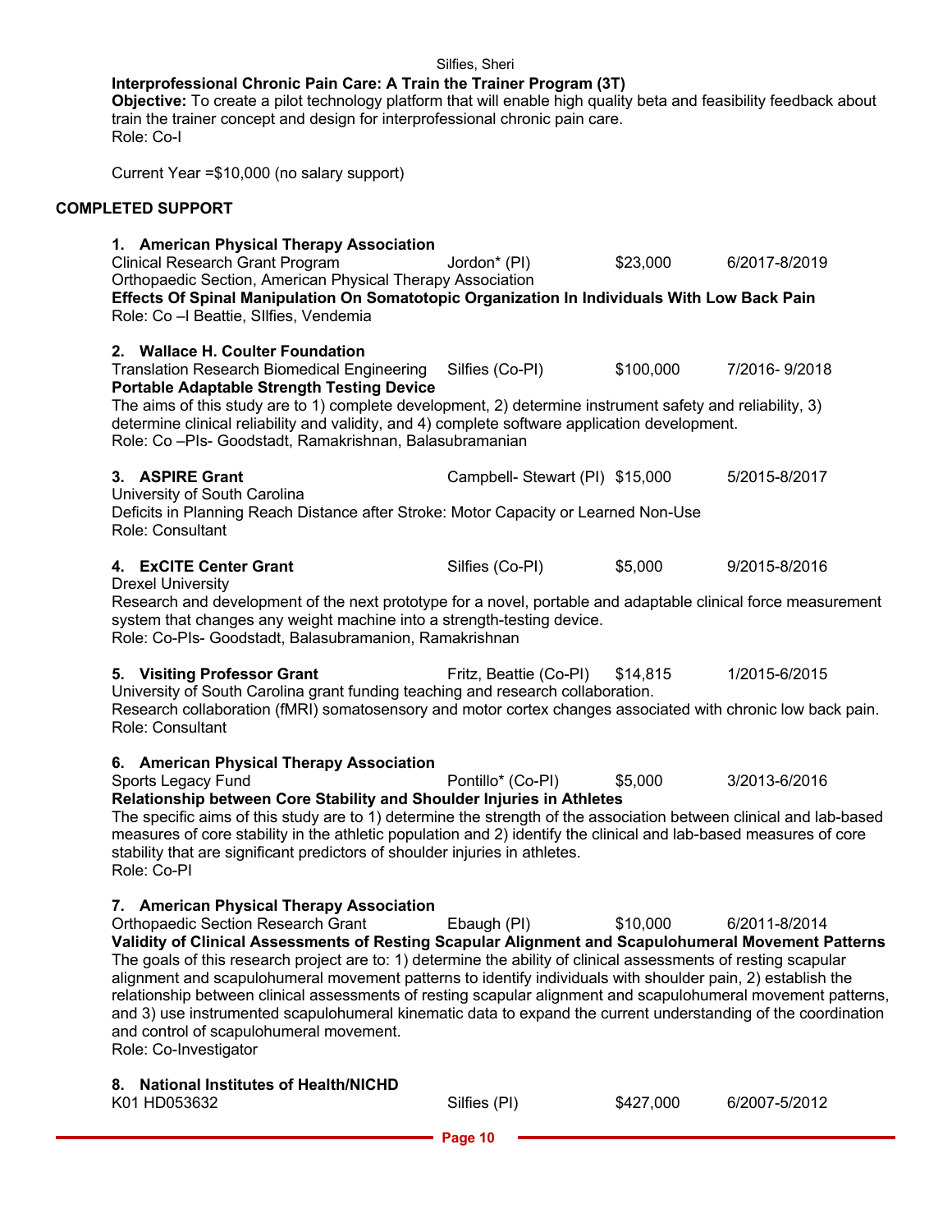**Interprofessional Chronic Pain Care: A Train the Trainer Program (3T)**
**Objective:** To create a pilot technology platform that will enable high quality beta and feasibility feedback about train the trainer concept and design for interprofessional chronic pain care.
Role: Co-I

Current Year =$10,000 (no salary support)

## COMPLETED SUPPORT

1. **American Physical Therapy Association**
   Clinical Research Grant Program — Jordon* (PI) — $23,000 — 6/2017-8/2019
   Orthopaedic Section, American Physical Therapy Association
   **Effects Of Spinal Manipulation On Somatotopic Organization In Individuals With Low Back Pain**
   Role: Co –I Beattie, SIlfies, Vendemia

2. **Wallace H. Coulter Foundation**
   Translation Research Biomedical Engineering — Silfies (Co-PI) — $100,000 — 7/2016- 9/2018
   **Portable Adaptable Strength Testing Device**
   The aims of this study are to 1) complete development, 2) determine instrument safety and reliability, 3) determine clinical reliability and validity, and 4) complete software application development.
   Role: Co –PIs- Goodstadt, Ramakrishnan, Balasubramanian

3. **ASPIRE Grant** — Campbell- Stewart (PI) — $15,000 — 5/2015-8/2017
   University of South Carolina
   Deficits in Planning Reach Distance after Stroke: Motor Capacity or Learned Non-Use
   Role: Consultant

4. **ExCITE Center Grant** — Silfies (Co-PI) — $5,000 — 9/2015-8/2016
   Drexel University
   Research and development of the next prototype for a novel, portable and adaptable clinical force measurement system that changes any weight machine into a strength-testing device.
   Role: Co-PIs- Goodstadt, Balasubramanion, Ramakrishnan

5. **Visiting Professor Grant** — Fritz, Beattie (Co-PI) — $14,815 — 1/2015-6/2015
   University of South Carolina grant funding teaching and research collaboration.
   Research collaboration (fMRI) somatosensory and motor cortex changes associated with chronic low back pain.
   Role: Consultant

6. **American Physical Therapy Association**
   Sports Legacy Fund — Pontillo* (Co-PI) — $5,000 — 3/2013-6/2016
   **Relationship between Core Stability and Shoulder Injuries in Athletes**
   The specific aims of this study are to 1) determine the strength of the association between clinical and lab-based measures of core stability in the athletic population and 2) identify the clinical and lab-based measures of core stability that are significant predictors of shoulder injuries in athletes.
   Role: Co-PI

7. **American Physical Therapy Association**
   Orthopaedic Section Research Grant — Ebaugh (PI) — $10,000 — 6/2011-8/2014
   **Validity of Clinical Assessments of Resting Scapular Alignment and Scapulohumeral Movement Patterns**
   The goals of this research project are to: 1) determine the ability of clinical assessments of resting scapular alignment and scapulohumeral movement patterns to identify individuals with shoulder pain, 2) establish the relationship between clinical assessments of resting scapular alignment and scapulohumeral movement patterns, and 3) use instrumented scapulohumeral kinematic data to expand the current understanding of the coordination and control of scapulohumeral movement.
   Role: Co-Investigator

8. **National Institutes of Health/NICHD**
   K01 HD053632 — Silfies (PI) — $427,000 — 6/2007-5/2012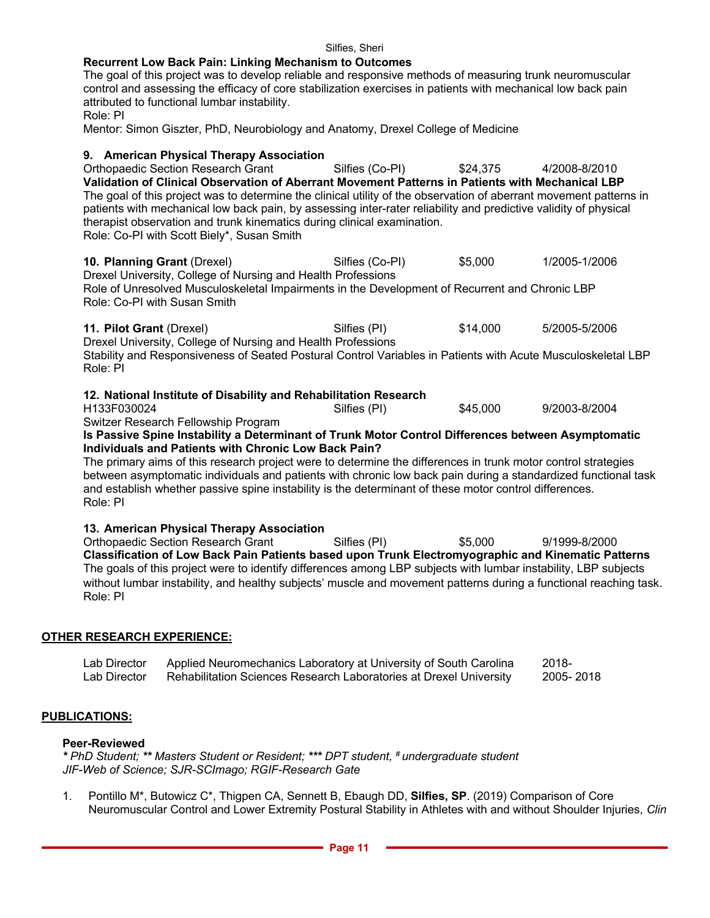**Recurrent Low Back Pain: Linking Mechanism to Outcomes**

The goal of this project was to develop reliable and responsive methods of measuring trunk neuromuscular control and assessing the efficacy of core stabilization exercises in patients with mechanical low back pain attributed to functional lumbar instability.

Role: PI

Mentor: Simon Giszter, PhD, Neurobiology and Anatomy, Drexel College of Medicine

**9. American Physical Therapy Association**

Orthopaedic Section Research Grant Silfies (Co-PI) $24,375 4/2008-8/2010

**Validation of Clinical Observation of Aberrant Movement Patterns in Patients with Mechanical LBP**

The goal of this project was to determine the clinical utility of the observation of aberrant movement patterns in patients with mechanical low back pain, by assessing inter-rater reliability and predictive validity of physical therapist observation and trunk kinematics during clinical examination.

Role: Co-PI with Scott Biely*, Susan Smith

**10. Planning Grant** (Drexel) Silfies (Co-PI) $5,000 1/2005-1/2006

Drexel University, College of Nursing and Health Professions

Role of Unresolved Musculoskeletal Impairments in the Development of Recurrent and Chronic LBP

Role: Co-PI with Susan Smith

**11. Pilot Grant** (Drexel) Silfies (PI) $14,000 5/2005-5/2006

Drexel University, College of Nursing and Health Professions

Stability and Responsiveness of Seated Postural Control Variables in Patients with Acute Musculoskeletal LBP

Role: PI

**12. National Institute of Disability and Rehabilitation Research**

H133F030024 Silfies (PI) $45,000 9/2003-8/2004

Switzer Research Fellowship Program

**Is Passive Spine Instability a Determinant of Trunk Motor Control Differences between Asymptomatic Individuals and Patients with Chronic Low Back Pain?**

The primary aims of this research project were to determine the differences in trunk motor control strategies between asymptomatic individuals and patients with chronic low back pain during a standardized functional task and establish whether passive spine instability is the determinant of these motor control differences.

Role: PI

**13. American Physical Therapy Association**

Orthopaedic Section Research Grant Silfies (PI) $5,000 9/1999-8/2000

**Classification of Low Back Pain Patients based upon Trunk Electromyographic and Kinematic Patterns**

The goals of this project were to identify differences among LBP subjects with lumbar instability, LBP subjects without lumbar instability, and healthy subjects' muscle and movement patterns during a functional reaching task.

Role: PI

## OTHER RESEARCH EXPERIENCE:

| | | |
|---|---|---|
| Lab Director | Applied Neuromechanics Laboratory at University of South Carolina | 2018- |
| Lab Director | Rehabilitation Sciences Research Laboratories at Drexel University | 2005- 2018 |

## PUBLICATIONS:

### Peer-Reviewed

*\* PhD Student; \*\* Masters Student or Resident; \*\*\* DPT student, # undergraduate student*
*JIF-Web of Science; SJR-SCImago; RGIF-Research Gate*

1. Pontillo M*, Butowicz C*, Thigpen CA, Sennett B, Ebaugh DD, **Silfies, SP**. (2019) Comparison of Core Neuromuscular Control and Lower Extremity Postural Stability in Athletes with and without Shoulder Injuries, *Clin*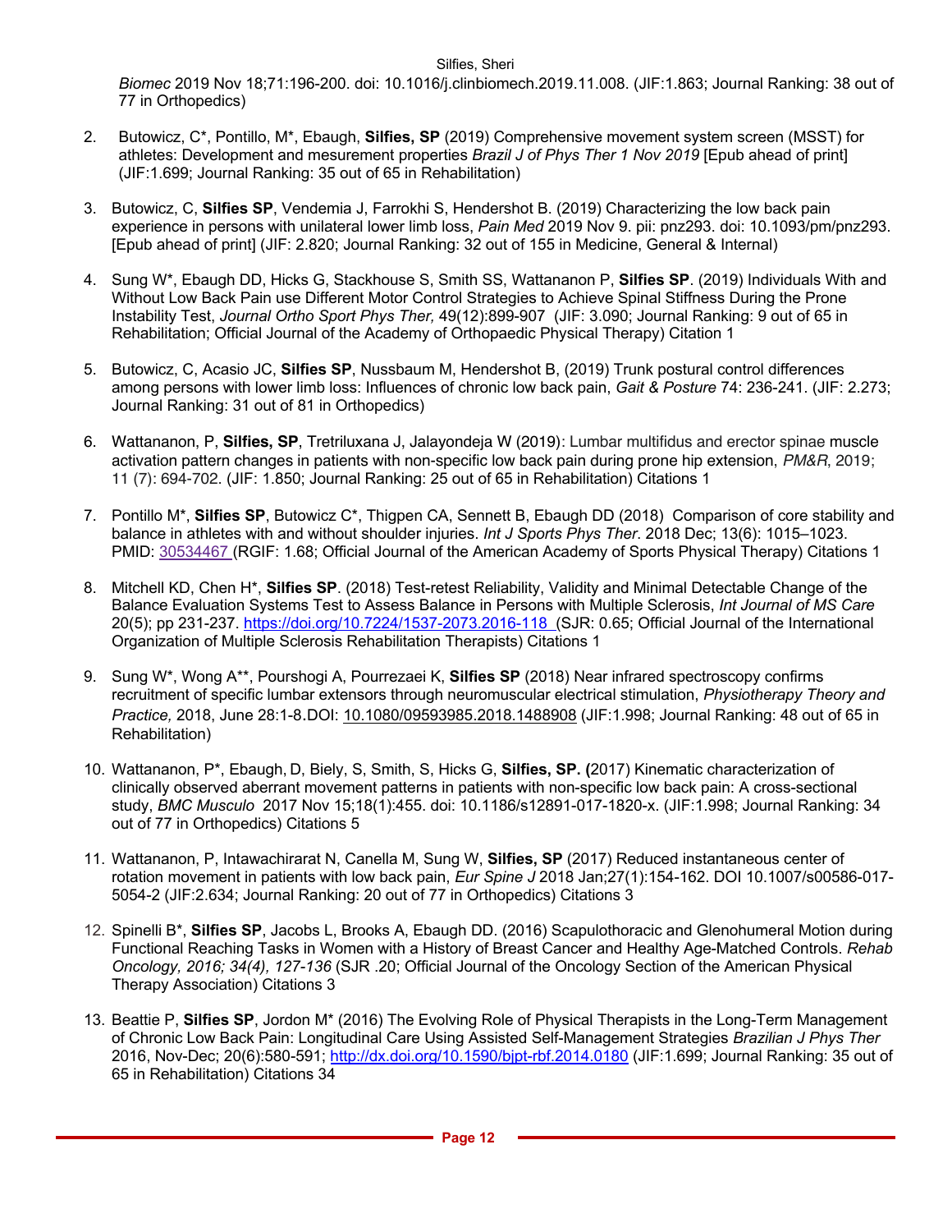*Biomec* 2019 Nov 18;71:196-200. doi: 10.1016/j.clinbiomech.2019.11.008. (JIF:1.863; Journal Ranking: 38 out of 77 in Orthopedics)

2. Butowicz, C*, Pontillo, M*, Ebaugh, **Silfies, SP** (2019) Comprehensive movement system screen (MSST) for athletes: Development and mesurement properties *Brazil J of Phys Ther 1 Nov 2019* [Epub ahead of print] (JIF:1.699; Journal Ranking: 35 out of 65 in Rehabilitation)

3. Butowicz, C, **Silfies SP**, Vendemia J, Farrokhi S, Hendershot B. (2019) Characterizing the low back pain experience in persons with unilateral lower limb loss, *Pain Med* 2019 Nov 9. pii: pnz293. doi: 10.1093/pm/pnz293. [Epub ahead of print] (JIF: 2.820; Journal Ranking: 32 out of 155 in Medicine, General & Internal)

4. Sung W*, Ebaugh DD, Hicks G, Stackhouse S, Smith SS, Wattananon P, **Silfies SP**. (2019) Individuals With and Without Low Back Pain use Different Motor Control Strategies to Achieve Spinal Stiffness During the Prone Instability Test, *Journal Ortho Sport Phys Ther,* 49(12):899-907 (JIF: 3.090; Journal Ranking: 9 out of 65 in Rehabilitation; Official Journal of the Academy of Orthopaedic Physical Therapy) Citation 1

5. Butowicz, C, Acasio JC, **Silfies SP**, Nussbaum M, Hendershot B, (2019) Trunk postural control differences among persons with lower limb loss: Influences of chronic low back pain, *Gait & Posture* 74: 236-241. (JIF: 2.273; Journal Ranking: 31 out of 81 in Orthopedics)

6. Wattananon, P, **Silfies, SP**, Tretriluxana J, Jalayondeja W (2019): Lumbar multifidus and erector spinae muscle activation pattern changes in patients with non-specific low back pain during prone hip extension, *PM&R*, 2019; 11 (7): 694-702. (JIF: 1.850; Journal Ranking: 25 out of 65 in Rehabilitation) Citations 1

7. Pontillo M*, **Silfies SP**, Butowicz C*, Thigpen CA, Sennett B, Ebaugh DD (2018) Comparison of core stability and balance in athletes with and without shoulder injuries. *Int J Sports Phys Ther*. 2018 Dec; 13(6): 1015–1023. PMID: 30534467 (RGIF: 1.68; Official Journal of the American Academy of Sports Physical Therapy) Citations 1

8. Mitchell KD, Chen H*, **Silfies SP**. (2018) Test-retest Reliability, Validity and Minimal Detectable Change of the Balance Evaluation Systems Test to Assess Balance in Persons with Multiple Sclerosis, *Int Journal of MS Care* 20(5); pp 231-237. https://doi.org/10.7224/1537-2073.2016-118 (SJR: 0.65; Official Journal of the International Organization of Multiple Sclerosis Rehabilitation Therapists) Citations 1

9. Sung W*, Wong A**, Pourshogi A, Pourrezaei K, **Silfies SP** (2018) Near infrared spectroscopy confirms recruitment of specific lumbar extensors through neuromuscular electrical stimulation, *Physiotherapy Theory and Practice,* 2018, June 28:1-8.DOI: 10.1080/09593985.2018.1488908 (JIF:1.998; Journal Ranking: 48 out of 65 in Rehabilitation)

10. Wattananon, P*, Ebaugh, D, Biely, S, Smith, S, Hicks G, **Silfies, SP. (**2017) Kinematic characterization of clinically observed aberrant movement patterns in patients with non-specific low back pain: A cross-sectional study, *BMC Musculo* 2017 Nov 15;18(1):455. doi: 10.1186/s12891-017-1820-x. (JIF:1.998; Journal Ranking: 34 out of 77 in Orthopedics) Citations 5

11. Wattananon, P, Intawachirarat N, Canella M, Sung W, **Silfies, SP** (2017) Reduced instantaneous center of rotation movement in patients with low back pain, *Eur Spine J* 2018 Jan;27(1):154-162. DOI 10.1007/s00586-017-5054-2 (JIF:2.634; Journal Ranking: 20 out of 77 in Orthopedics) Citations 3

12. Spinelli B*, **Silfies SP**, Jacobs L, Brooks A, Ebaugh DD. (2016) Scapulothoracic and Glenohumeral Motion during Functional Reaching Tasks in Women with a History of Breast Cancer and Healthy Age-Matched Controls. *Rehab Oncology, 2016; 34(4), 127-136* (SJR .20; Official Journal of the Oncology Section of the American Physical Therapy Association) Citations 3

13. Beattie P, **Silfies SP**, Jordon M* (2016) The Evolving Role of Physical Therapists in the Long-Term Management of Chronic Low Back Pain: Longitudinal Care Using Assisted Self-Management Strategies *Brazilian J Phys Ther* 2016, Nov-Dec; 20(6):580-591; http://dx.doi.org/10.1590/bjpt-rbf.2014.0180 (JIF:1.699; Journal Ranking: 35 out of 65 in Rehabilitation) Citations 34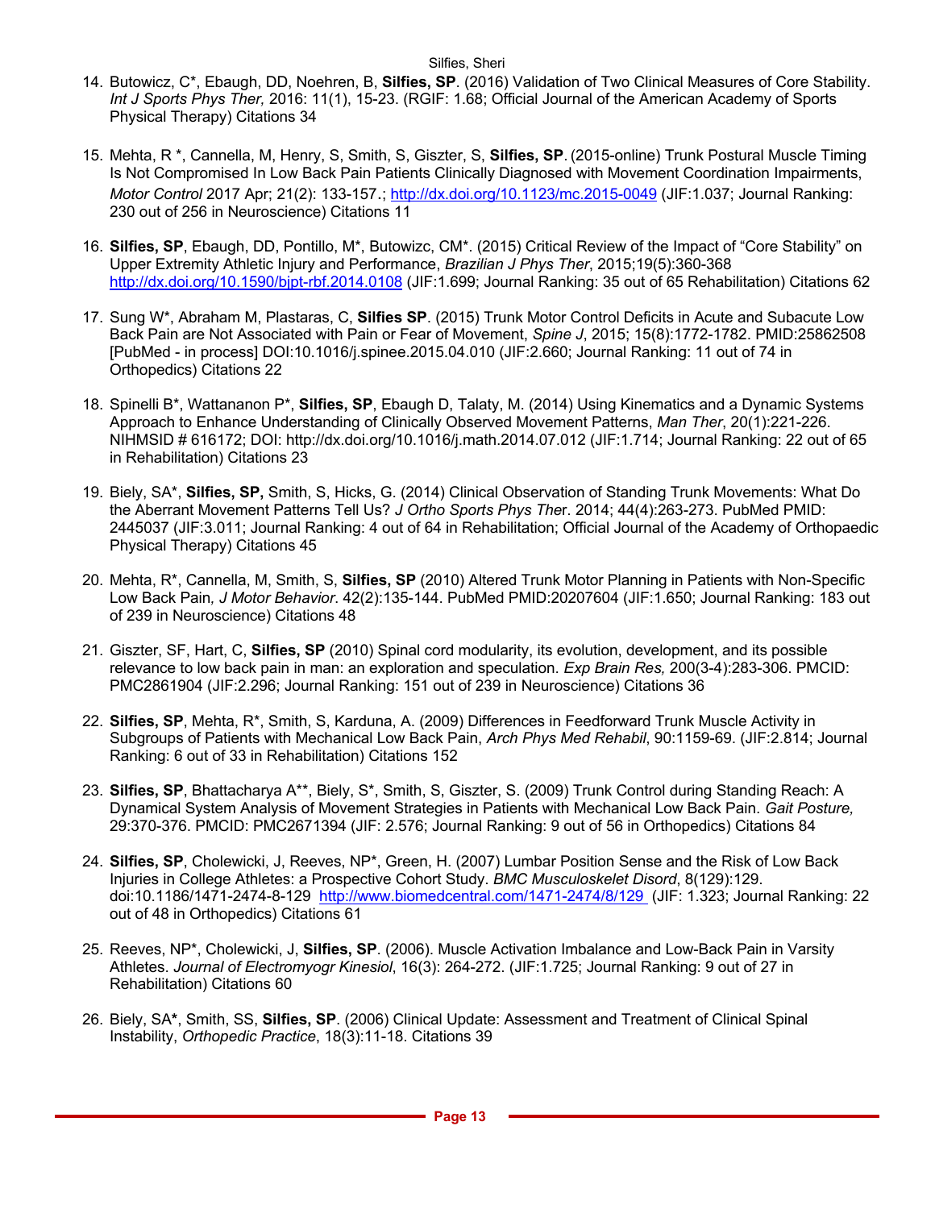14. Butowicz, C*, Ebaugh, DD, Noehren, B, **Silfies, SP**. (2016) Validation of Two Clinical Measures of Core Stability. *Int J Sports Phys Ther,* 2016: 11(1), 15-23. (RGIF: 1.68; Official Journal of the American Academy of Sports Physical Therapy) Citations 34

15. Mehta, R *, Cannella, M, Henry, S, Smith, S, Giszter, S, **Silfies, SP**. (2015-online) Trunk Postural Muscle Timing Is Not Compromised In Low Back Pain Patients Clinically Diagnosed with Movement Coordination Impairments, *Motor Control* 2017 Apr; 21(2): 133-157.; http://dx.doi.org/10.1123/mc.2015-0049 (JIF:1.037; Journal Ranking: 230 out of 256 in Neuroscience) Citations 11

16. **Silfies, SP**, Ebaugh, DD, Pontillo, M*, Butowizc, CM*. (2015) Critical Review of the Impact of "Core Stability" on Upper Extremity Athletic Injury and Performance, *Brazilian J Phys Ther*, 2015;19(5):360-368 http://dx.doi.org/10.1590/bjpt-rbf.2014.0108 (JIF:1.699; Journal Ranking: 35 out of 65 Rehabilitation) Citations 62

17. Sung W*, Abraham M, Plastaras, C, **Silfies SP**. (2015) Trunk Motor Control Deficits in Acute and Subacute Low Back Pain are Not Associated with Pain or Fear of Movement, *Spine J*, 2015; 15(8):1772-1782. PMID:25862508 [PubMed - in process] DOI:10.1016/j.spinee.2015.04.010 (JIF:2.660; Journal Ranking: 11 out of 74 in Orthopedics) Citations 22

18. Spinelli B*, Wattananon P*, **Silfies, SP**, Ebaugh D, Talaty, M. (2014) Using Kinematics and a Dynamic Systems Approach to Enhance Understanding of Clinically Observed Movement Patterns, *Man Ther*, 20(1):221-226. NIHMSID # 616172; DOI: http://dx.doi.org/10.1016/j.math.2014.07.012 (JIF:1.714; Journal Ranking: 22 out of 65 in Rehabilitation) Citations 23

19. Biely, SA*, **Silfies, SP,** Smith, S, Hicks, G. (2014) Clinical Observation of Standing Trunk Movements: What Do the Aberrant Movement Patterns Tell Us? *J Ortho Sports Phys Ther*. 2014; 44(4):263-273. PubMed PMID: 2445037 (JIF:3.011; Journal Ranking: 4 out of 64 in Rehabilitation; Official Journal of the Academy of Orthopaedic Physical Therapy) Citations 45

20. Mehta, R*, Cannella, M, Smith, S, **Silfies, SP** (2010) Altered Trunk Motor Planning in Patients with Non-Specific Low Back Pain*, J Motor Behavior*. 42(2):135-144. PubMed PMID:20207604 (JIF:1.650; Journal Ranking: 183 out of 239 in Neuroscience) Citations 48

21. Giszter, SF, Hart, C, **Silfies, SP** (2010) Spinal cord modularity, its evolution, development, and its possible relevance to low back pain in man: an exploration and speculation. *Exp Brain Res,* 200(3-4):283-306. PMCID: PMC2861904 (JIF:2.296; Journal Ranking: 151 out of 239 in Neuroscience) Citations 36

22. **Silfies, SP**, Mehta, R*, Smith, S, Karduna, A. (2009) Differences in Feedforward Trunk Muscle Activity in Subgroups of Patients with Mechanical Low Back Pain, *Arch Phys Med Rehabil*, 90:1159-69. (JIF:2.814; Journal Ranking: 6 out of 33 in Rehabilitation) Citations 152

23. **Silfies, SP**, Bhattacharya A**, Biely, S*, Smith, S, Giszter, S. (2009) Trunk Control during Standing Reach: A Dynamical System Analysis of Movement Strategies in Patients with Mechanical Low Back Pain. *Gait Posture,* 29:370-376. PMCID: PMC2671394 (JIF: 2.576; Journal Ranking: 9 out of 56 in Orthopedics) Citations 84

24. **Silfies, SP**, Cholewicki, J, Reeves, NP*, Green, H. (2007) Lumbar Position Sense and the Risk of Low Back Injuries in College Athletes: a Prospective Cohort Study. *BMC Musculoskelet Disord*, 8(129):129. doi:10.1186/1471-2474-8-129 http://www.biomedcentral.com/1471-2474/8/129 (JIF: 1.323; Journal Ranking: 22 out of 48 in Orthopedics) Citations 61

25. Reeves, NP*, Cholewicki, J, **Silfies, SP**. (2006). Muscle Activation Imbalance and Low-Back Pain in Varsity Athletes. *Journal of Electromyogr Kinesiol*, 16(3): 264-272. (JIF:1.725; Journal Ranking: 9 out of 27 in Rehabilitation) Citations 60

26. Biely, SA*, Smith, SS, **Silfies, SP**. (2006) Clinical Update: Assessment and Treatment of Clinical Spinal Instability, *Orthopedic Practice*, 18(3):11-18. Citations 39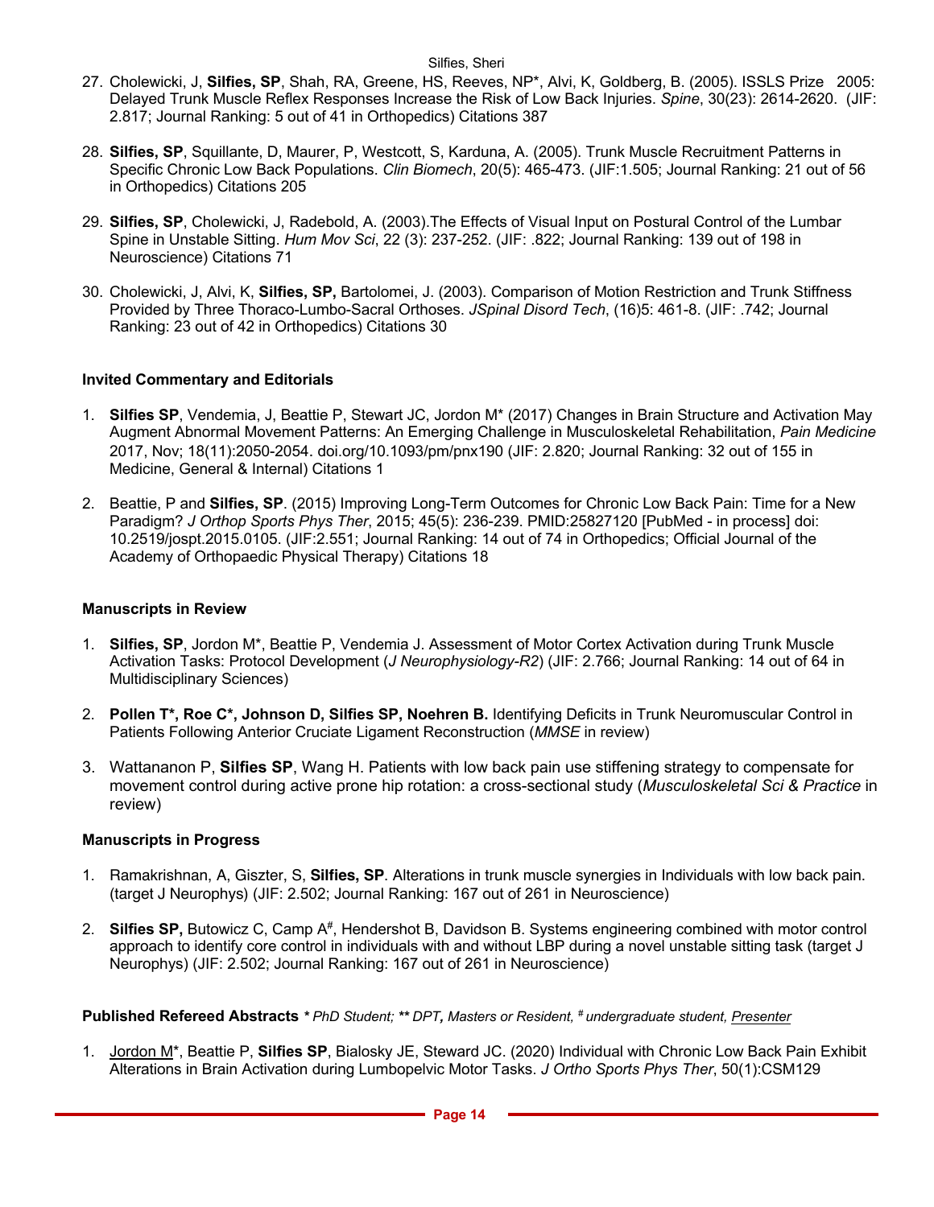27. Cholewicki, J, **Silfies, SP**, Shah, RA, Greene, HS, Reeves, NP*, Alvi, K, Goldberg, B. (2005). ISSLS Prize 2005: Delayed Trunk Muscle Reflex Responses Increase the Risk of Low Back Injuries. *Spine*, 30(23): 2614-2620. (JIF: 2.817; Journal Ranking: 5 out of 41 in Orthopedics) Citations 387

28. **Silfies, SP**, Squillante, D, Maurer, P, Westcott, S, Karduna, A. (2005). Trunk Muscle Recruitment Patterns in Specific Chronic Low Back Populations. *Clin Biomech*, 20(5): 465-473. (JIF:1.505; Journal Ranking: 21 out of 56 in Orthopedics) Citations 205

29. **Silfies, SP**, Cholewicki, J, Radebold, A. (2003).The Effects of Visual Input on Postural Control of the Lumbar Spine in Unstable Sitting. *Hum Mov Sci*, 22 (3): 237-252. (JIF: .822; Journal Ranking: 139 out of 198 in Neuroscience) Citations 71

30. Cholewicki, J, Alvi, K, **Silfies, SP,** Bartolomei, J. (2003). Comparison of Motion Restriction and Trunk Stiffness Provided by Three Thoraco-Lumbo-Sacral Orthoses. *JSpinal Disord Tech*, (16)5: 461-8. (JIF: .742; Journal Ranking: 23 out of 42 in Orthopedics) Citations 30

**Invited Commentary and Editorials**

1. **Silfies SP**, Vendemia, J, Beattie P, Stewart JC, Jordon M* (2017) Changes in Brain Structure and Activation May Augment Abnormal Movement Patterns: An Emerging Challenge in Musculoskeletal Rehabilitation, *Pain Medicine* 2017, Nov; 18(11):2050-2054. doi.org/10.1093/pm/pnx190 (JIF: 2.820; Journal Ranking: 32 out of 155 in Medicine, General & Internal) Citations 1

2. Beattie, P and **Silfies, SP**. (2015) Improving Long-Term Outcomes for Chronic Low Back Pain: Time for a New Paradigm? *J Orthop Sports Phys Ther*, 2015; 45(5): 236-239. PMID:25827120 [PubMed - in process] doi: 10.2519/jospt.2015.0105. (JIF:2.551; Journal Ranking: 14 out of 74 in Orthopedics; Official Journal of the Academy of Orthopaedic Physical Therapy) Citations 18

**Manuscripts in Review**

1. **Silfies, SP**, Jordon M*, Beattie P, Vendemia J. Assessment of Motor Cortex Activation during Trunk Muscle Activation Tasks: Protocol Development (*J Neurophysiology-R2*) (JIF: 2.766; Journal Ranking: 14 out of 64 in Multidisciplinary Sciences)

2. **Pollen T*, Roe C*, Johnson D, Silfies SP, Noehren B.** Identifying Deficits in Trunk Neuromuscular Control in Patients Following Anterior Cruciate Ligament Reconstruction (*MMSE* in review)

3. Wattananon P, **Silfies SP**, Wang H. Patients with low back pain use stiffening strategy to compensate for movement control during active prone hip rotation: a cross-sectional study (*Musculoskeletal Sci & Practice* in review)

**Manuscripts in Progress**

1. Ramakrishnan, A, Giszter, S, **Silfies, SP**. Alterations in trunk muscle synergies in Individuals with low back pain. (target J Neurophys) (JIF: 2.502; Journal Ranking: 167 out of 261 in Neuroscience)

2. **Silfies SP,** Butowicz C, Camp A#, Hendershot B, Davidson B. Systems engineering combined with motor control approach to identify core control in individuals with and without LBP during a novel unstable sitting task (target J Neurophys) (JIF: 2.502; Journal Ranking: 167 out of 261 in Neuroscience)

**Published Refereed Abstracts** *\* PhD Student; \*\* DPT, Masters or Resident, # undergraduate student, Presenter*

1. Jordon M*, Beattie P, **Silfies SP**, Bialosky JE, Steward JC. (2020) Individual with Chronic Low Back Pain Exhibit Alterations in Brain Activation during Lumbopelvic Motor Tasks. *J Ortho Sports Phys Ther*, 50(1):CSM129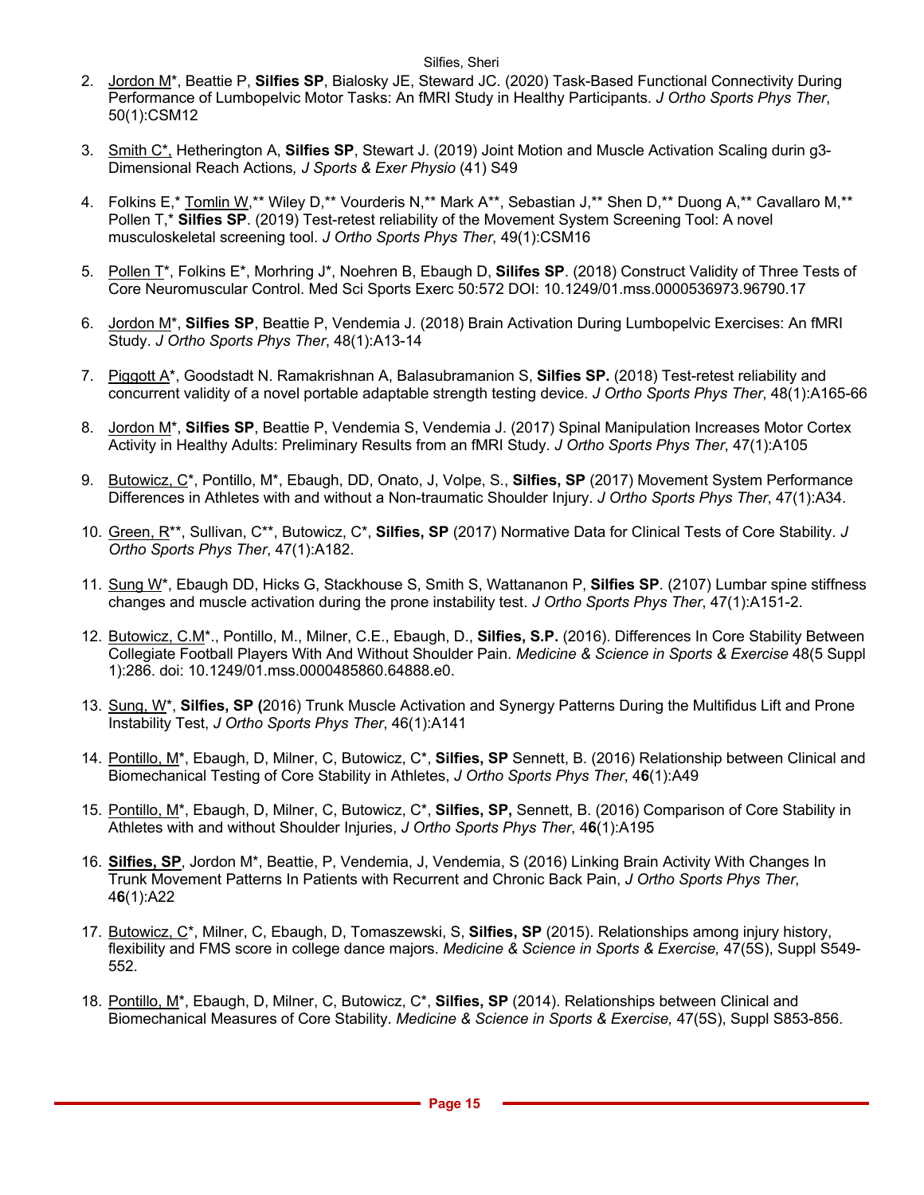2. <u>Jordon M</u>*, Beattie P, **Silfies SP**, Bialosky JE, Steward JC. (2020) Task-Based Functional Connectivity During Performance of Lumbopelvic Motor Tasks: An fMRI Study in Healthy Participants. *J Ortho Sports Phys Ther*, 50(1):CSM12

3. <u>Smith C*,</u> Hetherington A, **Silfies SP**, Stewart J. (2019) Joint Motion and Muscle Activation Scaling durin g3-Dimensional Reach Actions*, J Sports & Exer Physio* (41) S49

4. Folkins E,* <u>Tomlin W</u>,** Wiley D,** Vourderis N,** Mark A**, Sebastian J,** Shen D,** Duong A,** Cavallaro M,** Pollen T,* **Silfies SP**. (2019) Test-retest reliability of the Movement System Screening Tool: A novel musculoskeletal screening tool. *J Ortho Sports Phys Ther*, 49(1):CSM16

5. <u>Pollen T</u>*, Folkins E*, Morhring J*, Noehren B, Ebaugh D, **Silifes SP**. (2018) Construct Validity of Three Tests of Core Neuromuscular Control. Med Sci Sports Exerc 50:572 DOI: 10.1249/01.mss.0000536973.96790.17

6. <u>Jordon M</u>*, **Silfies SP**, Beattie P, Vendemia J. (2018) Brain Activation During Lumbopelvic Exercises: An fMRI Study. *J Ortho Sports Phys Ther*, 48(1):A13-14

7. <u>Piggott A</u>*, Goodstadt N. Ramakrishnan A, Balasubramanion S, **Silfies SP.** (2018) Test-retest reliability and concurrent validity of a novel portable adaptable strength testing device. *J Ortho Sports Phys Ther*, 48(1):A165-66

8. <u>Jordon M</u>*, **Silfies SP**, Beattie P, Vendemia S, Vendemia J. (2017) Spinal Manipulation Increases Motor Cortex Activity in Healthy Adults: Preliminary Results from an fMRI Study. *J Ortho Sports Phys Ther*, 47(1):A105

9. <u>Butowicz, C</u>*, Pontillo, M*, Ebaugh, DD, Onato, J, Volpe, S., **Silfies, SP** (2017) Movement System Performance Differences in Athletes with and without a Non-traumatic Shoulder Injury. *J Ortho Sports Phys Ther*, 47(1):A34.

10. <u>Green, R</u>**, Sullivan, C**, Butowicz, C*, **Silfies, SP** (2017) Normative Data for Clinical Tests of Core Stability. *J Ortho Sports Phys Ther*, 47(1):A182.

11. <u>Sung W</u>*, Ebaugh DD, Hicks G, Stackhouse S, Smith S, Wattananon P, **Silfies SP**. (2107) Lumbar spine stiffness changes and muscle activation during the prone instability test. *J Ortho Sports Phys Ther*, 47(1):A151-2.

12. <u>Butowicz, C.M</u>*., Pontillo, M., Milner, C.E., Ebaugh, D., **Silfies, S.P.** (2016). Differences In Core Stability Between Collegiate Football Players With And Without Shoulder Pain. *Medicine & Science in Sports & Exercise* 48(5 Suppl 1):286. doi: 10.1249/01.mss.0000485860.64888.e0.

13. <u>Sung, W</u>*, **Silfies, SP (**2016) Trunk Muscle Activation and Synergy Patterns During the Multifidus Lift and Prone Instability Test, *J Ortho Sports Phys Ther*, 46(1):A141

14. <u>Pontillo, M</u>*, Ebaugh, D, Milner, C, Butowicz, C*, **Silfies, SP** Sennett, B. (2016) Relationship between Clinical and Biomechanical Testing of Core Stability in Athletes, *J Ortho Sports Phys Ther*, 4**6**(1):A49

15. <u>Pontillo, M</u>*, Ebaugh, D, Milner, C, Butowicz, C*, **Silfies, SP,** Sennett, B. (2016) Comparison of Core Stability in Athletes with and without Shoulder Injuries, *J Ortho Sports Phys Ther*, 4**6**(1):A195

16. <u>**Silfies, SP**</u>, Jordon M*, Beattie, P, Vendemia, J, Vendemia, S (2016) Linking Brain Activity With Changes In Trunk Movement Patterns In Patients with Recurrent and Chronic Back Pain, *J Ortho Sports Phys Ther*, 4**6**(1):A22

17. <u>Butowicz, C</u>*, Milner, C, Ebaugh, D, Tomaszewski, S, **Silfies, SP** (2015). Relationships among injury history, flexibility and FMS score in college dance majors. *Medicine & Science in Sports & Exercise,* 47(5S), Suppl S549-552.

18. <u>Pontillo, M</u>*, Ebaugh, D, Milner, C, Butowicz, C*, **Silfies, SP** (2014). Relationships between Clinical and Biomechanical Measures of Core Stability. *Medicine & Science in Sports & Exercise,* 47(5S), Suppl S853-856.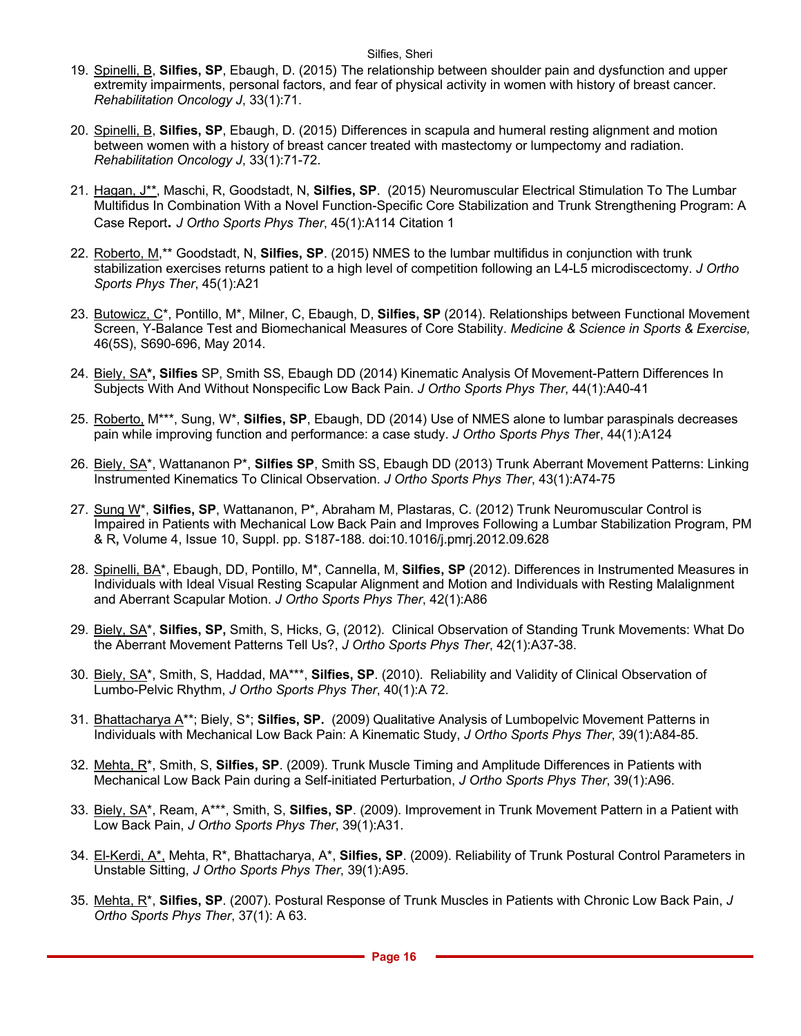19. Spinelli, B, **Silfies, SP**, Ebaugh, D. (2015) The relationship between shoulder pain and dysfunction and upper extremity impairments, personal factors, and fear of physical activity in women with history of breast cancer. *Rehabilitation Oncology J*, 33(1):71.

20. Spinelli, B, **Silfies, SP**, Ebaugh, D. (2015) Differences in scapula and humeral resting alignment and motion between women with a history of breast cancer treated with mastectomy or lumpectomy and radiation. *Rehabilitation Oncology J*, 33(1):71-72.

21. Hagan, J**, Maschi, R, Goodstadt, N, **Silfies, SP**. (2015) Neuromuscular Electrical Stimulation To The Lumbar Multifidus In Combination With a Novel Function-Specific Core Stabilization and Trunk Strengthening Program: A Case Report**.** *J Ortho Sports Phys Ther*, 45(1):A114 Citation 1

22. Roberto, M,** Goodstadt, N, **Silfies, SP**. (2015) NMES to the lumbar multifidus in conjunction with trunk stabilization exercises returns patient to a high level of competition following an L4-L5 microdiscectomy. *J Ortho Sports Phys Ther*, 45(1):A21

23. Butowicz, C*, Pontillo, M*, Milner, C, Ebaugh, D, **Silfies, SP** (2014). Relationships between Functional Movement Screen, Y-Balance Test and Biomechanical Measures of Core Stability. *Medicine & Science in Sports & Exercise,* 46(5S), S690-696, May 2014.

24. Biely, SA***,** **Silfies** SP, Smith SS, Ebaugh DD (2014) Kinematic Analysis Of Movement-Pattern Differences In Subjects With And Without Nonspecific Low Back Pain. *J Ortho Sports Phys Ther*, 44(1):A40-41

25. Roberto, M***, Sung, W*, **Silfies, SP**, Ebaugh, DD (2014) Use of NMES alone to lumbar paraspinals decreases pain while improving function and performance: a case study. *J Ortho Sports Phys Ther*, 44(1):A124

26. Biely, SA*, Wattananon P*, **Silfies SP**, Smith SS, Ebaugh DD (2013) Trunk Aberrant Movement Patterns: Linking Instrumented Kinematics To Clinical Observation. *J Ortho Sports Phys Ther*, 43(1):A74-75

27. Sung W*, **Silfies, SP**, Wattananon, P*, Abraham M, Plastaras, C. (2012) Trunk Neuromuscular Control is Impaired in Patients with Mechanical Low Back Pain and Improves Following a Lumbar Stabilization Program, PM & R**,** Volume 4, Issue 10, Suppl. pp. S187-188. doi:10.1016/j.pmrj.2012.09.628

28. Spinelli, BA*, Ebaugh, DD, Pontillo, M*, Cannella, M, **Silfies, SP** (2012). Differences in Instrumented Measures in Individuals with Ideal Visual Resting Scapular Alignment and Motion and Individuals with Resting Malalignment and Aberrant Scapular Motion. *J Ortho Sports Phys Ther*, 42(1):A86

29. Biely, SA*, **Silfies, SP,** Smith, S, Hicks, G, (2012). Clinical Observation of Standing Trunk Movements: What Do the Aberrant Movement Patterns Tell Us?, *J Ortho Sports Phys Ther*, 42(1):A37-38.

30. Biely, SA*, Smith, S, Haddad, MA***, **Silfies, SP**. (2010). Reliability and Validity of Clinical Observation of Lumbo-Pelvic Rhythm, *J Ortho Sports Phys Ther*, 40(1):A 72.

31. Bhattacharya A**; Biely, S*; **Silfies, SP.** (2009) Qualitative Analysis of Lumbopelvic Movement Patterns in Individuals with Mechanical Low Back Pain: A Kinematic Study, *J Ortho Sports Phys Ther*, 39(1):A84-85.

32. Mehta, R*, Smith, S, **Silfies, SP**. (2009). Trunk Muscle Timing and Amplitude Differences in Patients with Mechanical Low Back Pain during a Self-initiated Perturbation, *J Ortho Sports Phys Ther*, 39(1):A96.

33. Biely, SA*, Ream, A***, Smith, S, **Silfies, SP**. (2009). Improvement in Trunk Movement Pattern in a Patient with Low Back Pain, *J Ortho Sports Phys Ther*, 39(1):A31.

34. El-Kerdi, A*, Mehta, R*, Bhattacharya, A*, **Silfies, SP**. (2009). Reliability of Trunk Postural Control Parameters in Unstable Sitting, *J Ortho Sports Phys Ther*, 39(1):A95.

35. Mehta, R*, **Silfies, SP**. (2007). Postural Response of Trunk Muscles in Patients with Chronic Low Back Pain, *J Ortho Sports Phys Ther*, 37(1): A 63.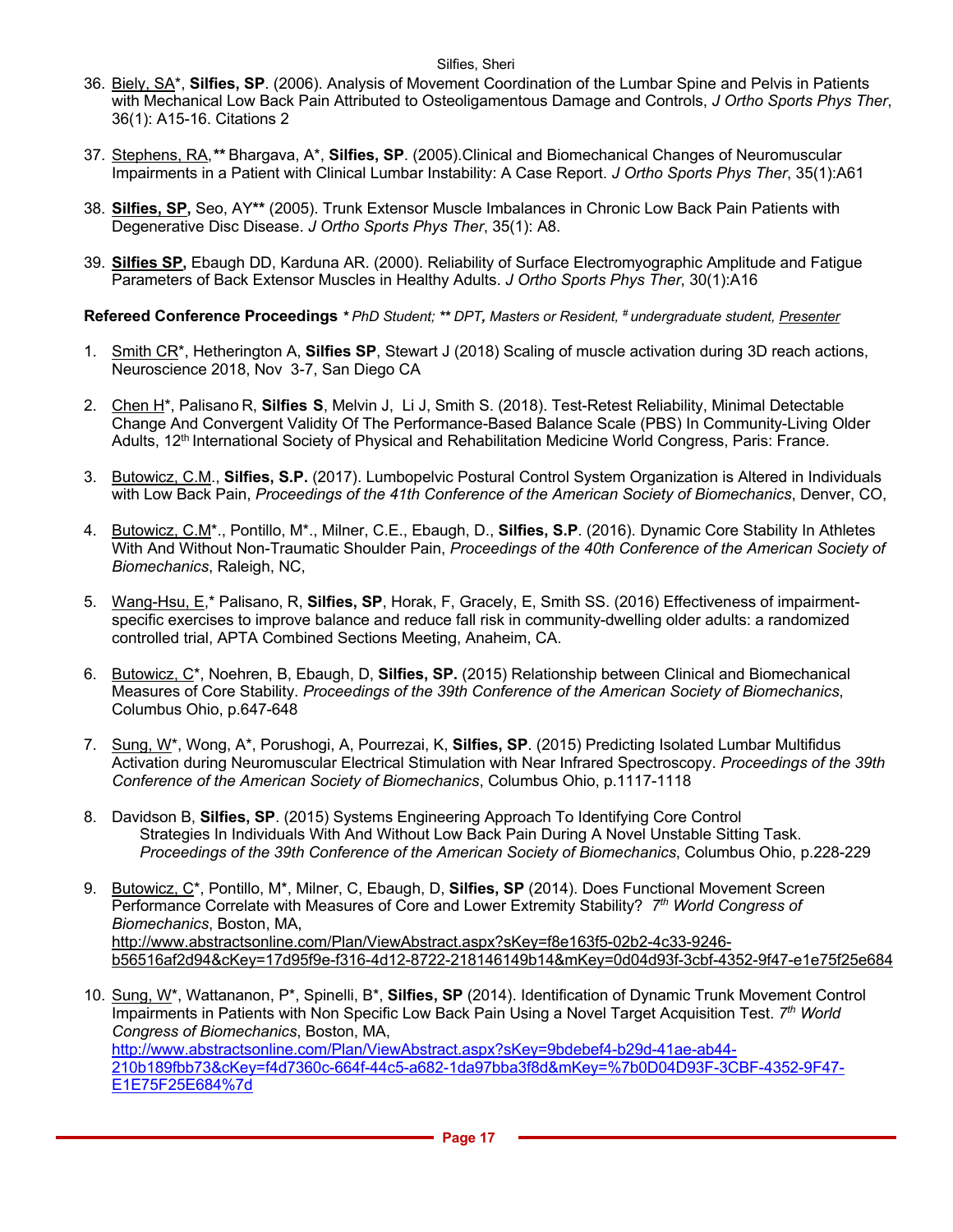36. Biely, SA*, **Silfies, SP**. (2006). Analysis of Movement Coordination of the Lumbar Spine and Pelvis in Patients with Mechanical Low Back Pain Attributed to Osteoligamentous Damage and Controls, *J Ortho Sports Phys Ther*, 36(1): A15-16. Citations 2

37. Stephens, RA,** Bhargava, A*, **Silfies, SP**. (2005).Clinical and Biomechanical Changes of Neuromuscular Impairments in a Patient with Clinical Lumbar Instability: A Case Report. *J Ortho Sports Phys Ther*, 35(1):A61

38. **Silfies, SP,** Seo, AY** (2005). Trunk Extensor Muscle Imbalances in Chronic Low Back Pain Patients with Degenerative Disc Disease. *J Ortho Sports Phys Ther*, 35(1): A8.

39. **Silfies SP,** Ebaugh DD, Karduna AR. (2000). Reliability of Surface Electromyographic Amplitude and Fatigue Parameters of Back Extensor Muscles in Healthy Adults. *J Ortho Sports Phys Ther*, 30(1):A16

**Refereed Conference Proceedings** *\* PhD Student; \*\* DPT, Masters or Resident, # undergraduate student, Presenter*

1. Smith CR*, Hetherington A, **Silfies SP**, Stewart J (2018) Scaling of muscle activation during 3D reach actions, Neuroscience 2018, Nov 3-7, San Diego CA

2. Chen H*, Palisano R, **Silfies S**, Melvin J, Li J, Smith S. (2018). Test-Retest Reliability, Minimal Detectable Change And Convergent Validity Of The Performance-Based Balance Scale (PBS) In Community-Living Older Adults, 12th International Society of Physical and Rehabilitation Medicine World Congress, Paris: France.

3. Butowicz, C.M., **Silfies, S.P.** (2017). Lumbopelvic Postural Control System Organization is Altered in Individuals with Low Back Pain, *Proceedings of the 41th Conference of the American Society of Biomechanics*, Denver, CO,

4. Butowicz, C.M*., Pontillo, M*., Milner, C.E., Ebaugh, D., **Silfies, S.P**. (2016). Dynamic Core Stability In Athletes With And Without Non-Traumatic Shoulder Pain, *Proceedings of the 40th Conference of the American Society of Biomechanics*, Raleigh, NC,

5. Wang-Hsu, E,* Palisano, R, **Silfies, SP**, Horak, F, Gracely, E, Smith SS. (2016) Effectiveness of impairment-specific exercises to improve balance and reduce fall risk in community-dwelling older adults: a randomized controlled trial, APTA Combined Sections Meeting, Anaheim, CA.

6. Butowicz, C*, Noehren, B, Ebaugh, D, **Silfies, SP.** (2015) Relationship between Clinical and Biomechanical Measures of Core Stability. *Proceedings of the 39th Conference of the American Society of Biomechanics*, Columbus Ohio, p.647-648

7. Sung, W*, Wong, A*, Porushogi, A, Pourrezai, K, **Silfies, SP**. (2015) Predicting Isolated Lumbar Multifidus Activation during Neuromuscular Electrical Stimulation with Near Infrared Spectroscopy. *Proceedings of the 39th Conference of the American Society of Biomechanics*, Columbus Ohio, p.1117-1118

8. Davidson B, **Silfies, SP**. (2015) Systems Engineering Approach To Identifying Core Control Strategies In Individuals With And Without Low Back Pain During A Novel Unstable Sitting Task. *Proceedings of the 39th Conference of the American Society of Biomechanics*, Columbus Ohio, p.228-229

9. Butowicz, C*, Pontillo, M*, Milner, C, Ebaugh, D, **Silfies, SP** (2014). Does Functional Movement Screen Performance Correlate with Measures of Core and Lower Extremity Stability? *7th World Congress of Biomechanics*, Boston, MA, http://www.abstractsonline.com/Plan/ViewAbstract.aspx?sKey=f8e163f5-02b2-4c33-9246-b56516af2d94&cKey=17d95f9e-f316-4d12-8722-218146149b14&mKey=0d04d93f-3cbf-4352-9f47-e1e75f25e684

10. Sung, W*, Wattananon, P*, Spinelli, B*, **Silfies, SP** (2014). Identification of Dynamic Trunk Movement Control Impairments in Patients with Non Specific Low Back Pain Using a Novel Target Acquisition Test. *7th World Congress of Biomechanics*, Boston, MA, http://www.abstractsonline.com/Plan/ViewAbstract.aspx?sKey=9bdebef4-b29d-41ae-ab44-210b189fbb73&cKey=f4d7360c-664f-44c5-a682-1da97bba3f8d&mKey=%7b0D04D93F-3CBF-4352-9F47-E1E75F25E684%7d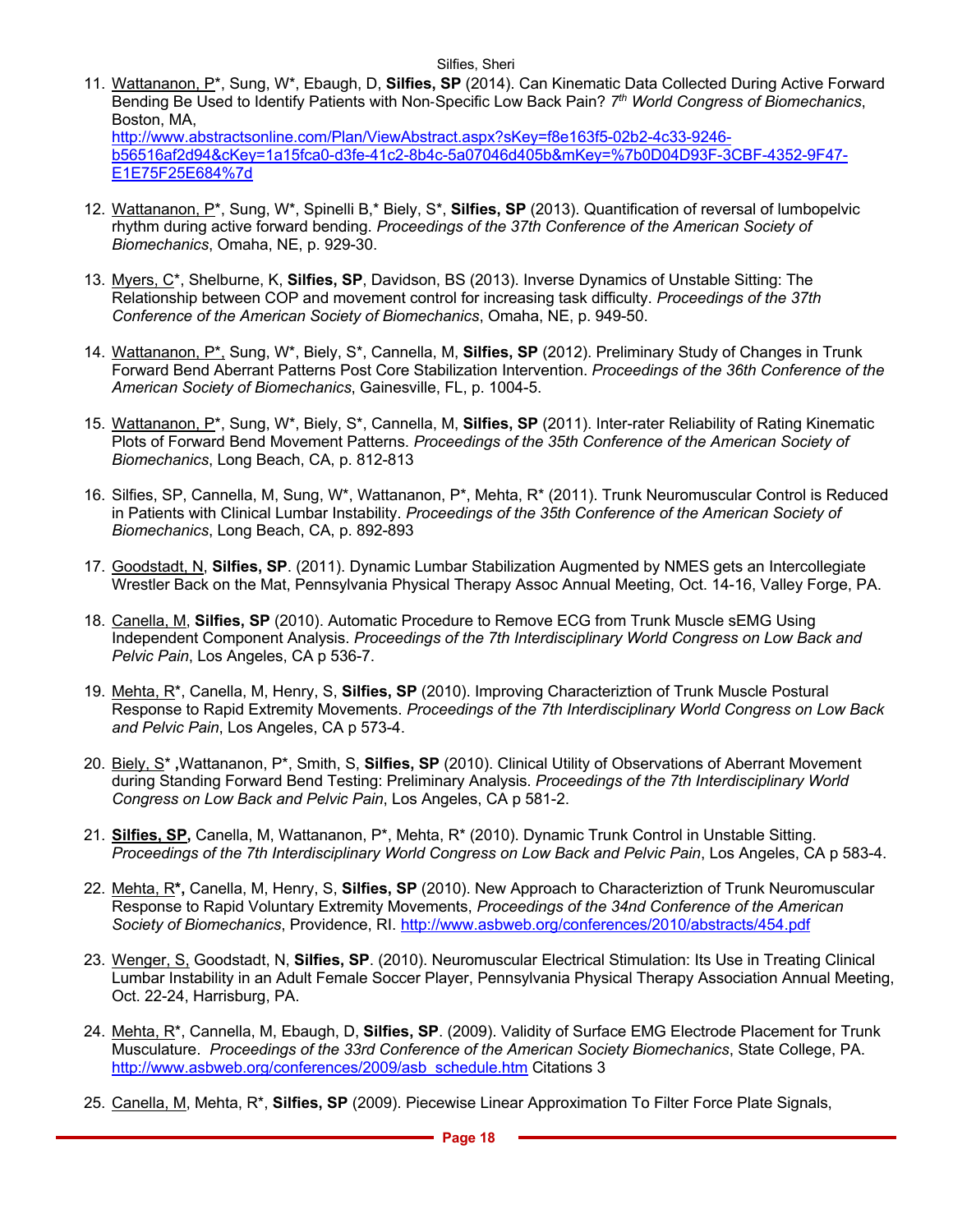11. Wattananon, P*, Sung, W*, Ebaugh, D, **Silfies, SP** (2014). Can Kinematic Data Collected During Active Forward Bending Be Used to Identify Patients with Non-Specific Low Back Pain? *7th World Congress of Biomechanics*, Boston, MA, http://www.abstractsonline.com/Plan/ViewAbstract.aspx?sKey=f8e163f5-02b2-4c33-9246-b56516af2d94&cKey=1a15fca0-d3fe-41c2-8b4c-5a07046d405b&mKey=%7b0D04D93F-3CBF-4352-9F47-E1E75F25E684%7d

12. Wattananon, P*, Sung, W*, Spinelli B,* Biely, S*, **Silfies, SP** (2013). Quantification of reversal of lumbopelvic rhythm during active forward bending. *Proceedings of the 37th Conference of the American Society of Biomechanics*, Omaha, NE, p. 929-30.

13. Myers, C*, Shelburne, K, **Silfies, SP**, Davidson, BS (2013). Inverse Dynamics of Unstable Sitting: The Relationship between COP and movement control for increasing task difficulty. *Proceedings of the 37th Conference of the American Society of Biomechanics*, Omaha, NE, p. 949-50.

14. Wattananon, P*, Sung, W*, Biely, S*, Cannella, M, **Silfies, SP** (2012). Preliminary Study of Changes in Trunk Forward Bend Aberrant Patterns Post Core Stabilization Intervention. *Proceedings of the 36th Conference of the American Society of Biomechanics*, Gainesville, FL, p. 1004-5.

15. Wattananon, P*, Sung, W*, Biely, S*, Cannella, M, **Silfies, SP** (2011). Inter-rater Reliability of Rating Kinematic Plots of Forward Bend Movement Patterns. *Proceedings of the 35th Conference of the American Society of Biomechanics*, Long Beach, CA, p. 812-813

16. Silfies, SP, Cannella, M, Sung, W*, Wattananon, P*, Mehta, R* (2011). Trunk Neuromuscular Control is Reduced in Patients with Clinical Lumbar Instability. *Proceedings of the 35th Conference of the American Society of Biomechanics*, Long Beach, CA, p. 892-893

17. Goodstadt, N, **Silfies, SP**. (2011). Dynamic Lumbar Stabilization Augmented by NMES gets an Intercollegiate Wrestler Back on the Mat, Pennsylvania Physical Therapy Assoc Annual Meeting, Oct. 14-16, Valley Forge, PA.

18. Canella, M, **Silfies, SP** (2010). Automatic Procedure to Remove ECG from Trunk Muscle sEMG Using Independent Component Analysis. *Proceedings of the 7th Interdisciplinary World Congress on Low Back and Pelvic Pain*, Los Angeles, CA p 536-7.

19. Mehta, R*, Canella, M, Henry, S, **Silfies, SP** (2010). Improving Characteriztion of Trunk Muscle Postural Response to Rapid Extremity Movements. *Proceedings of the 7th Interdisciplinary World Congress on Low Back and Pelvic Pain*, Los Angeles, CA p 573-4.

20. Biely, S* **,**Wattananon, P*, Smith, S, **Silfies, SP** (2010). Clinical Utility of Observations of Aberrant Movement during Standing Forward Bend Testing: Preliminary Analysis. *Proceedings of the 7th Interdisciplinary World Congress on Low Back and Pelvic Pain*, Los Angeles, CA p 581-2.

21. **Silfies, SP,** Canella, M, Wattananon, P*, Mehta, R* (2010). Dynamic Trunk Control in Unstable Sitting. *Proceedings of the 7th Interdisciplinary World Congress on Low Back and Pelvic Pain*, Los Angeles, CA p 583-4.

22. Mehta, R***,** Canella, M, Henry, S, **Silfies, SP** (2010). New Approach to Characteriztion of Trunk Neuromuscular Response to Rapid Voluntary Extremity Movements, *Proceedings of the 34nd Conference of the American Society of Biomechanics*, Providence, RI. http://www.asbweb.org/conferences/2010/abstracts/454.pdf

23. Wenger, S, Goodstadt, N, **Silfies, SP**. (2010). Neuromuscular Electrical Stimulation: Its Use in Treating Clinical Lumbar Instability in an Adult Female Soccer Player, Pennsylvania Physical Therapy Association Annual Meeting, Oct. 22-24, Harrisburg, PA.

24. Mehta, R*, Cannella, M, Ebaugh, D, **Silfies, SP**. (2009). Validity of Surface EMG Electrode Placement for Trunk Musculature. *Proceedings of the 33rd Conference of the American Society Biomechanics*, State College, PA. http://www.asbweb.org/conferences/2009/asb_schedule.htm Citations 3

25. Canella, M, Mehta, R*, **Silfies, SP** (2009). Piecewise Linear Approximation To Filter Force Plate Signals,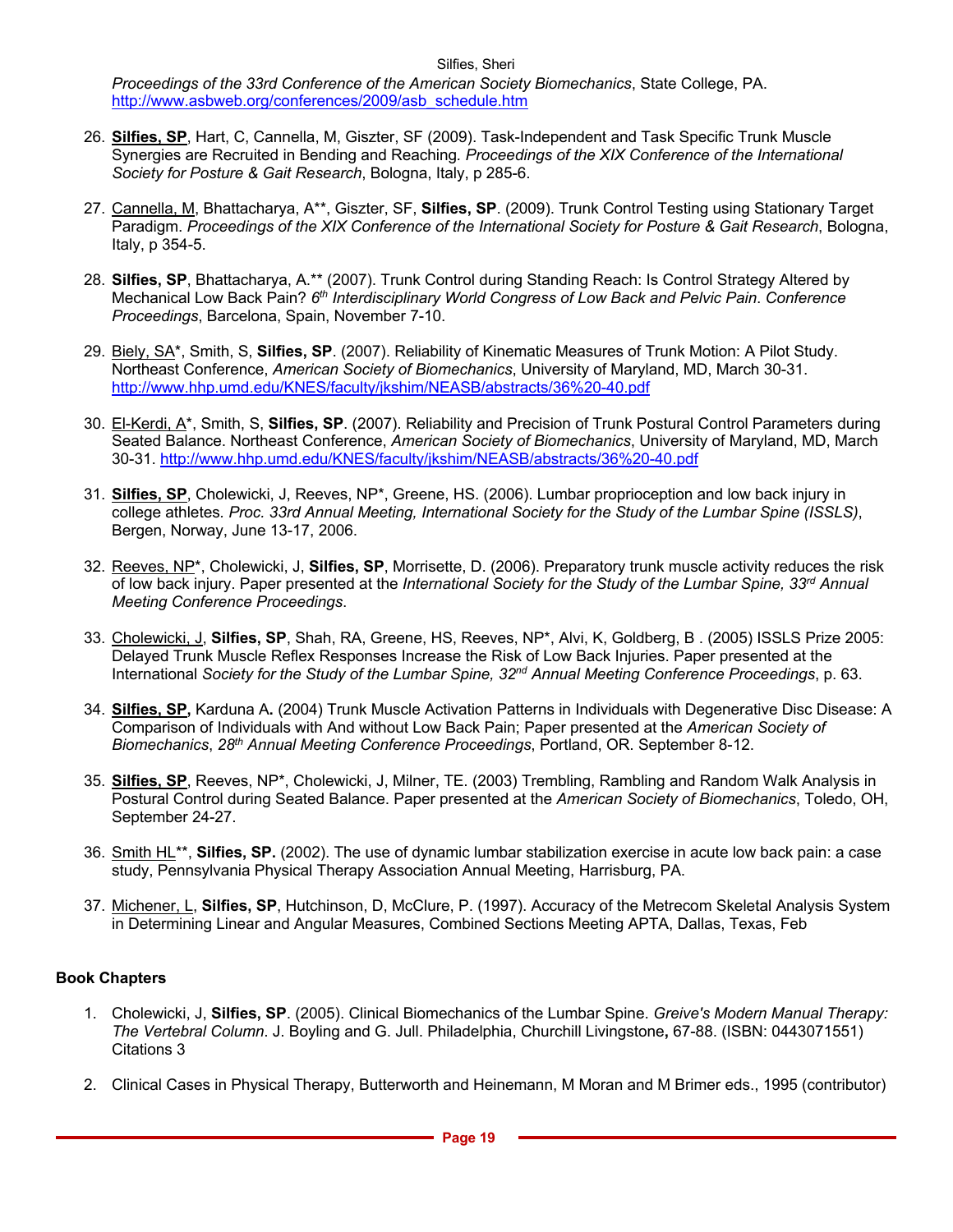*Proceedings of the 33rd Conference of the American Society Biomechanics*, State College, PA. http://www.asbweb.org/conferences/2009/asb_schedule.htm

26. **Silfies, SP**, Hart, C, Cannella, M, Giszter, SF (2009). Task-Independent and Task Specific Trunk Muscle Synergies are Recruited in Bending and Reaching. *Proceedings of the XIX Conference of the International Society for Posture & Gait Research*, Bologna, Italy, p 285-6.

27. Cannella, M, Bhattacharya, A**, Giszter, SF, **Silfies, SP**. (2009). Trunk Control Testing using Stationary Target Paradigm. *Proceedings of the XIX Conference of the International Society for Posture & Gait Research*, Bologna, Italy, p 354-5.

28. **Silfies, SP**, Bhattacharya, A.** (2007). Trunk Control during Standing Reach: Is Control Strategy Altered by Mechanical Low Back Pain? *6th Interdisciplinary World Congress of Low Back and Pelvic Pain. Conference Proceedings*, Barcelona, Spain, November 7-10.

29. Biely, SA*, Smith, S, **Silfies, SP**. (2007). Reliability of Kinematic Measures of Trunk Motion: A Pilot Study. Northeast Conference, *American Society of Biomechanics*, University of Maryland, MD, March 30-31. http://www.hhp.umd.edu/KNES/faculty/jkshim/NEASB/abstracts/36%20-40.pdf

30. El-Kerdi, A*, Smith, S, **Silfies, SP**. (2007). Reliability and Precision of Trunk Postural Control Parameters during Seated Balance. Northeast Conference, *American Society of Biomechanics*, University of Maryland, MD, March 30-31. http://www.hhp.umd.edu/KNES/faculty/jkshim/NEASB/abstracts/36%20-40.pdf

31. **Silfies, SP**, Cholewicki, J, Reeves, NP*, Greene, HS. (2006). Lumbar proprioception and low back injury in college athletes. *Proc. 33rd Annual Meeting, International Society for the Study of the Lumbar Spine (ISSLS)*, Bergen, Norway, June 13-17, 2006.

32. Reeves, NP*, Cholewicki, J, **Silfies, SP**, Morrisette, D. (2006). Preparatory trunk muscle activity reduces the risk of low back injury. Paper presented at the *International Society for the Study of the Lumbar Spine, 33rd Annual Meeting Conference Proceedings*.

33. Cholewicki, J, **Silfies, SP**, Shah, RA, Greene, HS, Reeves, NP*, Alvi, K, Goldberg, B . (2005) ISSLS Prize 2005: Delayed Trunk Muscle Reflex Responses Increase the Risk of Low Back Injuries. Paper presented at the International *Society for the Study of the Lumbar Spine, 32nd Annual Meeting Conference Proceedings*, p. 63.

34. **Silfies, SP,** Karduna A**.** (2004) Trunk Muscle Activation Patterns in Individuals with Degenerative Disc Disease: A Comparison of Individuals with And without Low Back Pain; Paper presented at the *American Society of Biomechanics*, *28th Annual Meeting Conference Proceedings*, Portland, OR. September 8-12.

35. **Silfies, SP**, Reeves, NP*, Cholewicki, J, Milner, TE. (2003) Trembling, Rambling and Random Walk Analysis in Postural Control during Seated Balance. Paper presented at the *American Society of Biomechanics*, Toledo, OH, September 24-27.

36. Smith HL**, **Silfies, SP.** (2002). The use of dynamic lumbar stabilization exercise in acute low back pain: a case study, Pennsylvania Physical Therapy Association Annual Meeting, Harrisburg, PA.

37. Michener, L, **Silfies, SP**, Hutchinson, D, McClure, P. (1997). Accuracy of the Metrecom Skeletal Analysis System in Determining Linear and Angular Measures, Combined Sections Meeting APTA, Dallas, Texas, Feb

**Book Chapters**

1. Cholewicki, J, **Silfies, SP**. (2005). Clinical Biomechanics of the Lumbar Spine. *Greive's Modern Manual Therapy: The Vertebral Column*. J. Boyling and G. Jull. Philadelphia, Churchill Livingstone**,** 67-88. (ISBN: 0443071551) Citations 3

2. Clinical Cases in Physical Therapy, Butterworth and Heinemann, M Moran and M Brimer eds., 1995 (contributor)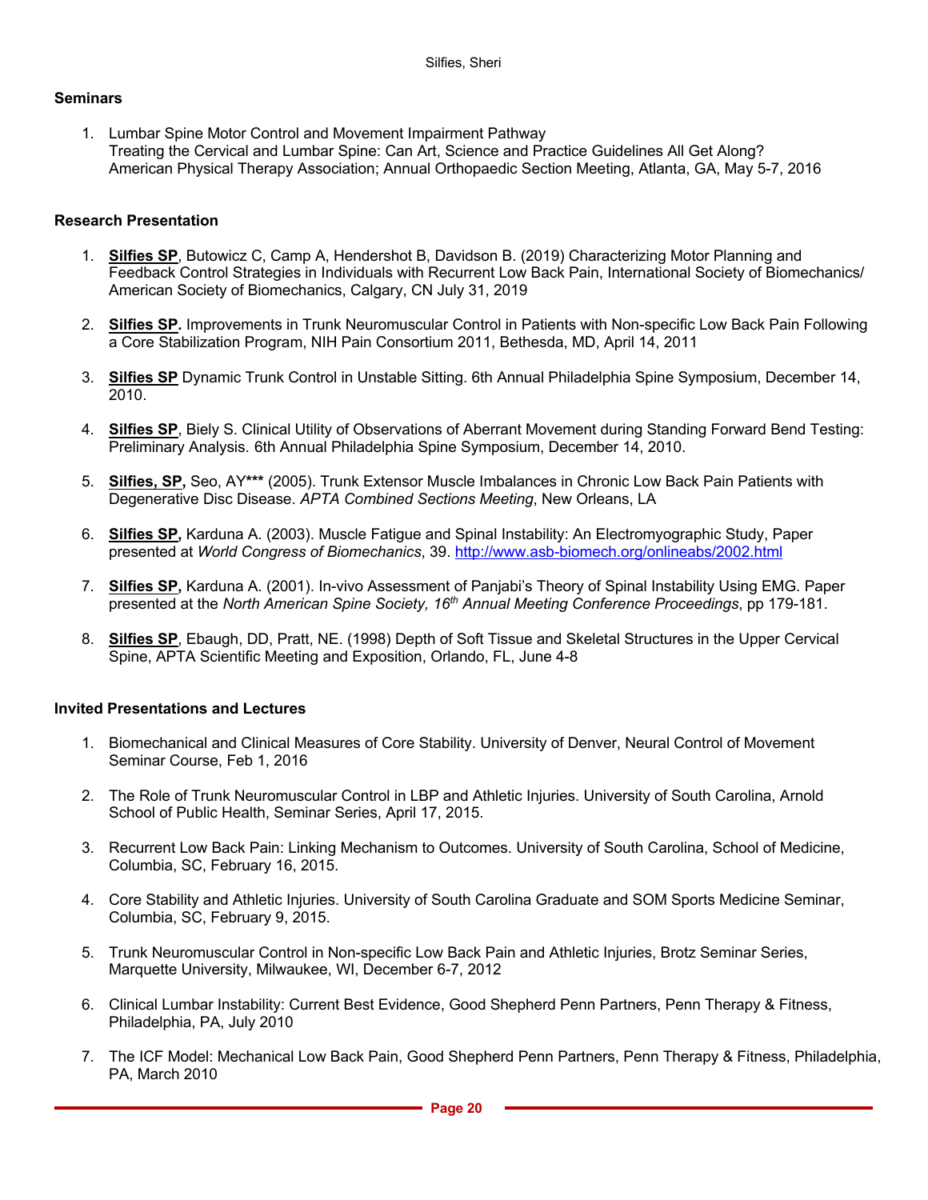**Seminars**

1. Lumbar Spine Motor Control and Movement Impairment Pathway
   Treating the Cervical and Lumbar Spine: Can Art, Science and Practice Guidelines All Get Along?
   American Physical Therapy Association; Annual Orthopaedic Section Meeting, Atlanta, GA, May 5-7, 2016

**Research Presentation**

1. **Silfies SP**, Butowicz C, Camp A, Hendershot B, Davidson B. (2019) Characterizing Motor Planning and Feedback Control Strategies in Individuals with Recurrent Low Back Pain, International Society of Biomechanics/ American Society of Biomechanics, Calgary, CN July 31, 2019

2. **Silfies SP.** Improvements in Trunk Neuromuscular Control in Patients with Non-specific Low Back Pain Following a Core Stabilization Program, NIH Pain Consortium 2011, Bethesda, MD, April 14, 2011

3. **Silfies SP** Dynamic Trunk Control in Unstable Sitting. 6th Annual Philadelphia Spine Symposium, December 14, 2010.

4. **Silfies SP**, Biely S. Clinical Utility of Observations of Aberrant Movement during Standing Forward Bend Testing: Preliminary Analysis. 6th Annual Philadelphia Spine Symposium, December 14, 2010.

5. **Silfies, SP,** Seo, AY*** (2005). Trunk Extensor Muscle Imbalances in Chronic Low Back Pain Patients with Degenerative Disc Disease. *APTA Combined Sections Meeting*, New Orleans, LA

6. **Silfies SP,** Karduna A. (2003). Muscle Fatigue and Spinal Instability: An Electromyographic Study, Paper presented at *World Congress of Biomechanics*, 39. http://www.asb-biomech.org/onlineabs/2002.html

7. **Silfies SP,** Karduna A. (2001). In-vivo Assessment of Panjabi's Theory of Spinal Instability Using EMG. Paper presented at the *North American Spine Society, 16th Annual Meeting Conference Proceedings*, pp 179-181.

8. **Silfies SP**, Ebaugh, DD, Pratt, NE. (1998) Depth of Soft Tissue and Skeletal Structures in the Upper Cervical Spine, APTA Scientific Meeting and Exposition, Orlando, FL, June 4-8

**Invited Presentations and Lectures**

1. Biomechanical and Clinical Measures of Core Stability. University of Denver, Neural Control of Movement Seminar Course, Feb 1, 2016

2. The Role of Trunk Neuromuscular Control in LBP and Athletic Injuries. University of South Carolina, Arnold School of Public Health, Seminar Series, April 17, 2015.

3. Recurrent Low Back Pain: Linking Mechanism to Outcomes. University of South Carolina, School of Medicine, Columbia, SC, February 16, 2015.

4. Core Stability and Athletic Injuries. University of South Carolina Graduate and SOM Sports Medicine Seminar, Columbia, SC, February 9, 2015.

5. Trunk Neuromuscular Control in Non-specific Low Back Pain and Athletic Injuries, Brotz Seminar Series, Marquette University, Milwaukee, WI, December 6-7, 2012

6. Clinical Lumbar Instability: Current Best Evidence, Good Shepherd Penn Partners, Penn Therapy & Fitness, Philadelphia, PA, July 2010

7. The ICF Model: Mechanical Low Back Pain, Good Shepherd Penn Partners, Penn Therapy & Fitness, Philadelphia, PA, March 2010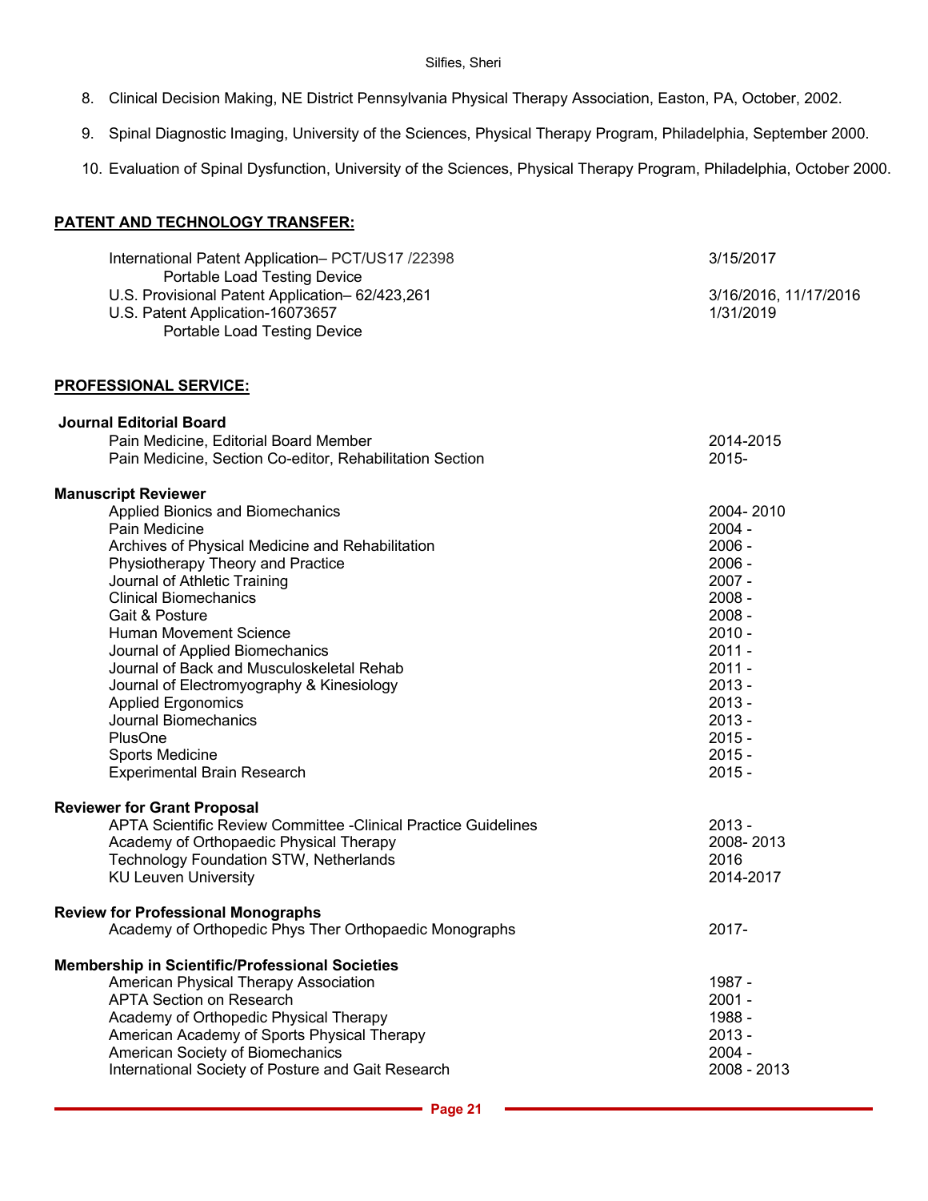8. Clinical Decision Making, NE District Pennsylvania Physical Therapy Association, Easton, PA, October, 2002.
9. Spinal Diagnostic Imaging, University of the Sciences, Physical Therapy Program, Philadelphia, September 2000.
10. Evaluation of Spinal Dysfunction, University of the Sciences, Physical Therapy Program, Philadelphia, October 2000.

## PATENT AND TECHNOLOGY TRANSFER:

| | |
|---|---|
| International Patent Application– PCT/US17 /22398<br>Portable Load Testing Device | 3/15/2017 |
| U.S. Provisional Patent Application– 62/423,261 | 3/16/2016, 11/17/2016 |
| U.S. Patent Application-16073657<br>Portable Load Testing Device | 1/31/2019 |

## PROFESSIONAL SERVICE:

**Journal Editorial Board**

| | |
|---|---|
| Pain Medicine, Editorial Board Member | 2014-2015 |
| Pain Medicine, Section Co-editor, Rehabilitation Section | 2015- |

**Manuscript Reviewer**

| | |
|---|---|
| Applied Bionics and Biomechanics | 2004- 2010 |
| Pain Medicine | 2004 - |
| Archives of Physical Medicine and Rehabilitation | 2006 - |
| Physiotherapy Theory and Practice | 2006 - |
| Journal of Athletic Training | 2007 - |
| Clinical Biomechanics | 2008 - |
| Gait & Posture | 2008 - |
| Human Movement Science | 2010 - |
| Journal of Applied Biomechanics | 2011 - |
| Journal of Back and Musculoskeletal Rehab | 2011 - |
| Journal of Electromyography & Kinesiology | 2013 - |
| Applied Ergonomics | 2013 - |
| Journal Biomechanics | 2013 - |
| PlusOne | 2015 - |
| Sports Medicine | 2015 - |
| Experimental Brain Research | 2015 - |

**Reviewer for Grant Proposal**

| | |
|---|---|
| APTA Scientific Review Committee -Clinical Practice Guidelines | 2013 - |
| Academy of Orthopaedic Physical Therapy | 2008- 2013 |
| Technology Foundation STW, Netherlands | 2016 |
| KU Leuven University | 2014-2017 |

**Review for Professional Monographs**

| | |
|---|---|
| Academy of Orthopedic Phys Ther Orthopaedic Monographs | 2017- |

**Membership in Scientific/Professional Societies**

| | |
|---|---|
| American Physical Therapy Association | 1987 - |
| APTA Section on Research | 2001 - |
| Academy of Orthopedic Physical Therapy | 1988 - |
| American Academy of Sports Physical Therapy | 2013 - |
| American Society of Biomechanics | 2004 - |
| International Society of Posture and Gait Research | 2008 - 2013 |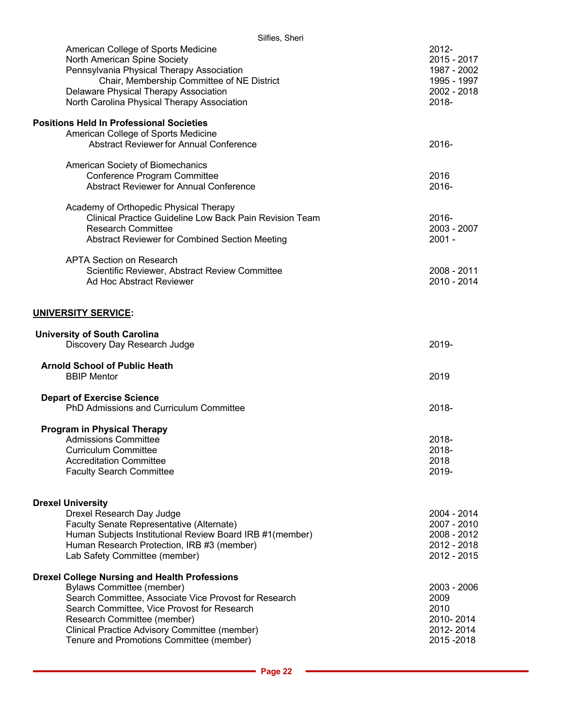| | |
|---|---|
| American College of Sports Medicine | 2012- |
| North American Spine Society | 2015 - 2017 |
| Pennsylvania Physical Therapy Association | 1987 - 2002 |
| Chair, Membership Committee of NE District | 1995 - 1997 |
| Delaware Physical Therapy Association | 2002 - 2018 |
| North Carolina Physical Therapy Association | 2018- |

**Positions Held In Professional Societies**

| | |
|---|---|
| American College of Sports Medicine | |
| Abstract Reviewer for Annual Conference | 2016- |
| American Society of Biomechanics | |
| Conference Program Committee | 2016 |
| Abstract Reviewer for Annual Conference | 2016- |
| Academy of Orthopedic Physical Therapy | |
| Clinical Practice Guideline Low Back Pain Revision Team | 2016- |
| Research Committee | 2003 - 2007 |
| Abstract Reviewer for Combined Section Meeting | 2001 - |
| APTA Section on Research | |
| Scientific Reviewer, Abstract Review Committee | 2008 - 2011 |
| Ad Hoc Abstract Reviewer | 2010 - 2014 |

## UNIVERSITY SERVICE:

**University of South Carolina**

| | |
|---|---|
| Discovery Day Research Judge | 2019- |

**Arnold School of Public Heath**

| | |
|---|---|
| BBIP Mentor | 2019 |

**Depart of Exercise Science**

| | |
|---|---|
| PhD Admissions and Curriculum Committee | 2018- |

**Program in Physical Therapy**

| | |
|---|---|
| Admissions Committee | 2018- |
| Curriculum Committee | 2018- |
| Accreditation Committee | 2018 |
| Faculty Search Committee | 2019- |

**Drexel University**

| | |
|---|---|
| Drexel Research Day Judge | 2004 - 2014 |
| Faculty Senate Representative (Alternate) | 2007 - 2010 |
| Human Subjects Institutional Review Board IRB #1(member) | 2008 - 2012 |
| Human Research Protection, IRB #3 (member) | 2012 - 2018 |
| Lab Safety Committee (member) | 2012 - 2015 |

**Drexel College Nursing and Health Professions**

| | |
|---|---|
| Bylaws Committee (member) | 2003 - 2006 |
| Search Committee, Associate Vice Provost for Research | 2009 |
| Search Committee, Vice Provost for Research | 2010 |
| Research Committee (member) | 2010- 2014 |
| Clinical Practice Advisory Committee (member) | 2012- 2014 |
| Tenure and Promotions Committee (member) | 2015 -2018 |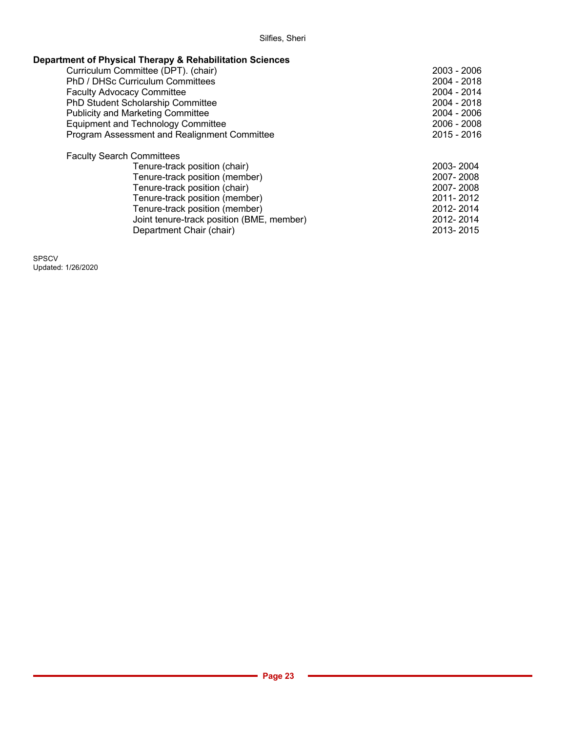**Department of Physical Therapy & Rehabilitation Sciences**

| | |
|---|---|
| Curriculum Committee (DPT). (chair) | 2003 - 2006 |
| PhD / DHSc Curriculum Committees | 2004 - 2018 |
| Faculty Advocacy Committee | 2004 - 2014 |
| PhD Student Scholarship Committee | 2004 - 2018 |
| Publicity and Marketing Committee | 2004 - 2006 |
| Equipment and Technology Committee | 2006 - 2008 |
| Program Assessment and Realignment Committee | 2015 - 2016 |

Faculty Search Committees

| | |
|---|---|
| Tenure-track position (chair) | 2003- 2004 |
| Tenure-track position (member) | 2007- 2008 |
| Tenure-track position (chair) | 2007- 2008 |
| Tenure-track position (member) | 2011- 2012 |
| Tenure-track position (member) | 2012- 2014 |
| Joint tenure-track position (BME, member) | 2012- 2014 |
| Department Chair (chair) | 2013- 2015 |

SPSCV
Updated: 1/26/2020